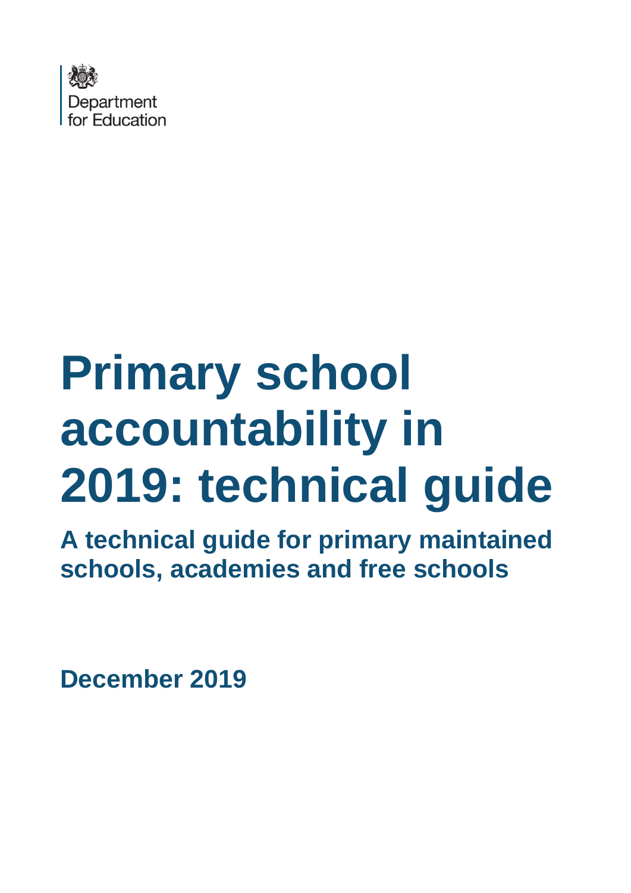Department for Education

# Primary school accountability in 2019: technical guide

## A technical guide for primary maintained schools, academies and free schools

**December 2019**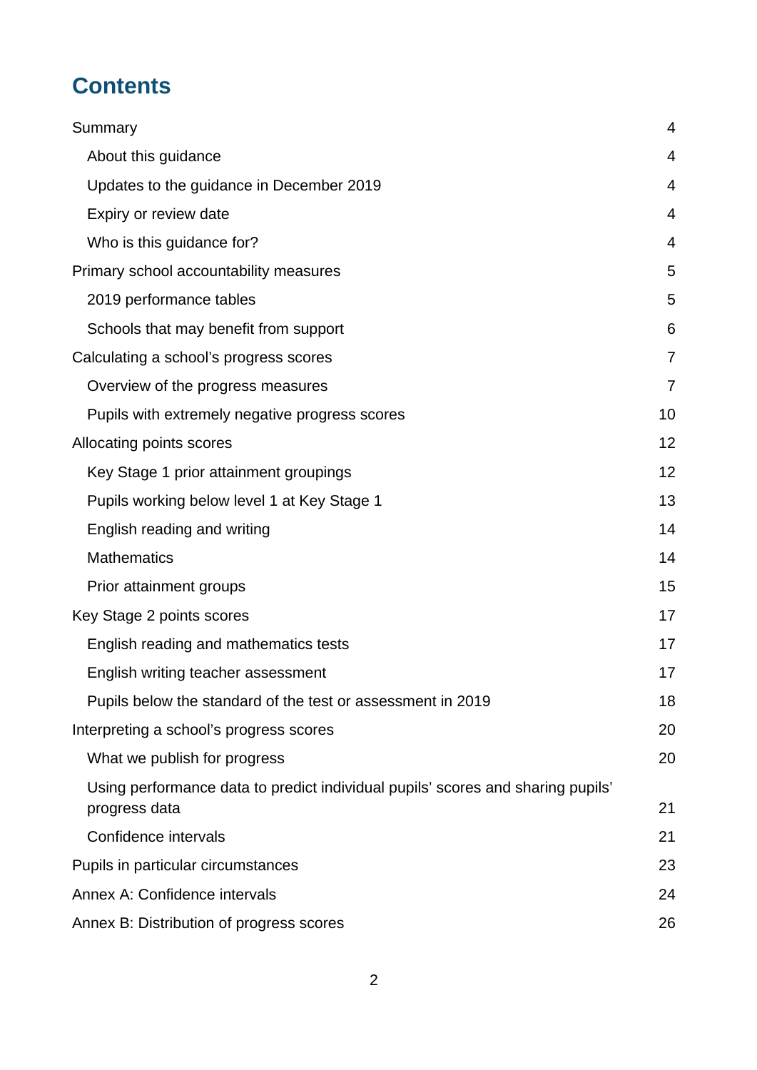# Contents

Summary 4

  About this guidance 4

  Updates to the guidance in December 2019 4

  Expiry or review date 4

  Who is this guidance for? 4

Primary school accountability measures 5

  2019 performance tables 5

  Schools that may benefit from support 6

Calculating a school's progress scores 7

  Overview of the progress measures 7

  Pupils with extremely negative progress scores 10

Allocating points scores 12

  Key Stage 1 prior attainment groupings 12

  Pupils working below level 1 at Key Stage 1 13

  English reading and writing 14

  Mathematics 14

  Prior attainment groups 15

Key Stage 2 points scores 17

  English reading and mathematics tests 17

  English writing teacher assessment 17

  Pupils below the standard of the test or assessment in 2019 18

Interpreting a school's progress scores 20

  What we publish for progress 20

  Using performance data to predict individual pupils' scores and sharing pupils' progress data 21

  Confidence intervals 21

Pupils in particular circumstances 23

Annex A: Confidence intervals 24

Annex B: Distribution of progress scores 26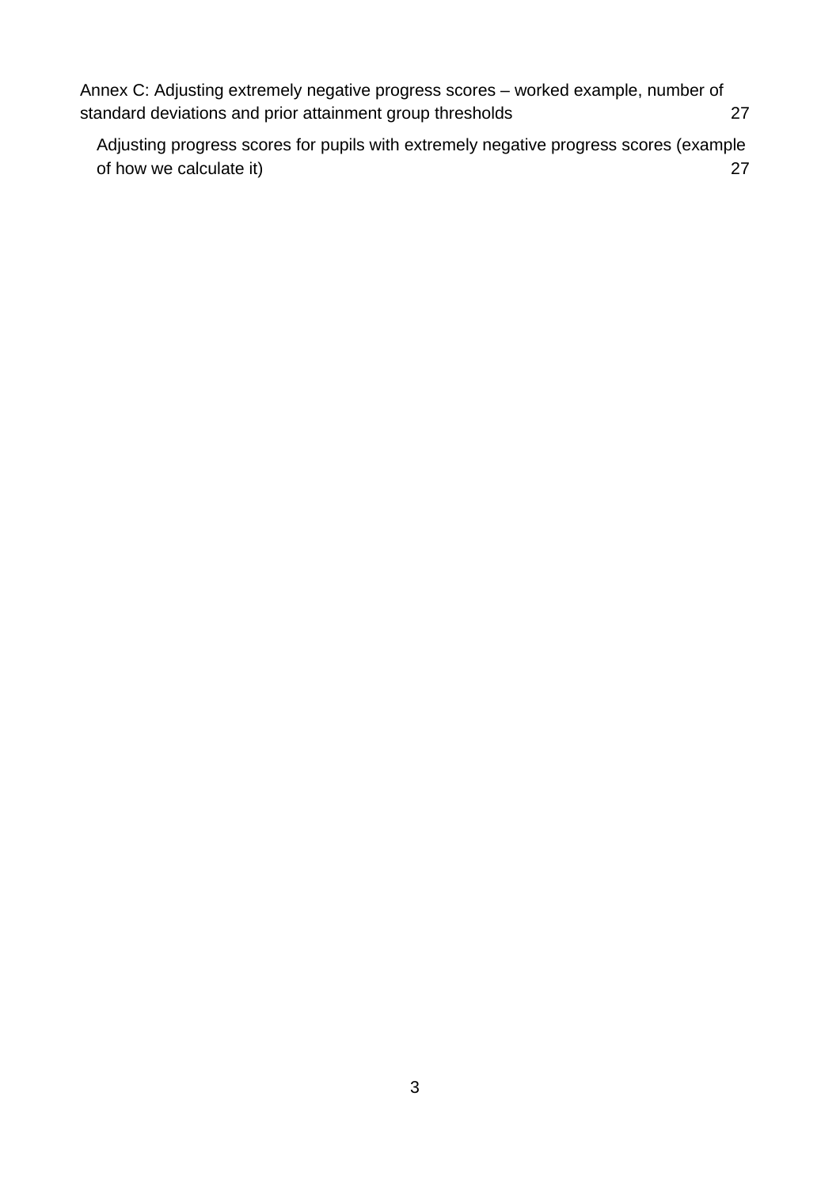Annex C: Adjusting extremely negative progress scores – worked example, number of standard deviations and prior attainment group thresholds 27

Adjusting progress scores for pupils with extremely negative progress scores (example of how we calculate it) 27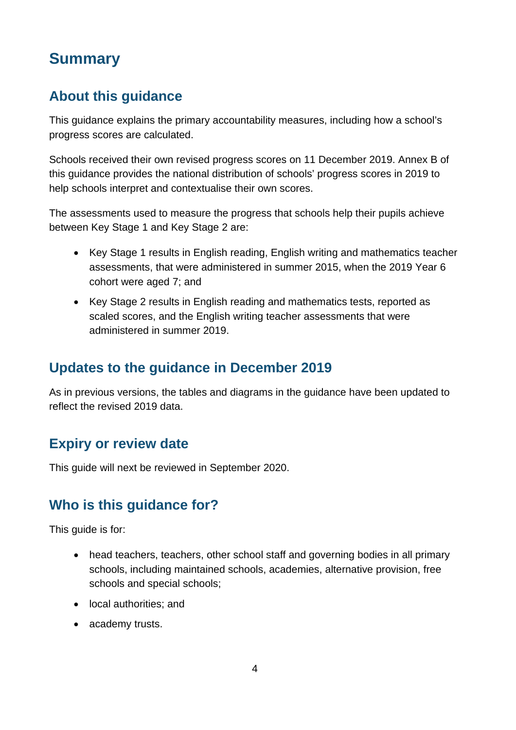# Summary

## About this guidance

This guidance explains the primary accountability measures, including how a school's progress scores are calculated.

Schools received their own revised progress scores on 11 December 2019. Annex B of this guidance provides the national distribution of schools' progress scores in 2019 to help schools interpret and contextualise their own scores.

The assessments used to measure the progress that schools help their pupils achieve between Key Stage 1 and Key Stage 2 are:

- Key Stage 1 results in English reading, English writing and mathematics teacher assessments, that were administered in summer 2015, when the 2019 Year 6 cohort were aged 7; and
- Key Stage 2 results in English reading and mathematics tests, reported as scaled scores, and the English writing teacher assessments that were administered in summer 2019.

## Updates to the guidance in December 2019

As in previous versions, the tables and diagrams in the guidance have been updated to reflect the revised 2019 data.

## Expiry or review date

This guide will next be reviewed in September 2020.

## Who is this guidance for?

This guide is for:

- head teachers, teachers, other school staff and governing bodies in all primary schools, including maintained schools, academies, alternative provision, free schools and special schools;
- local authorities; and
- academy trusts.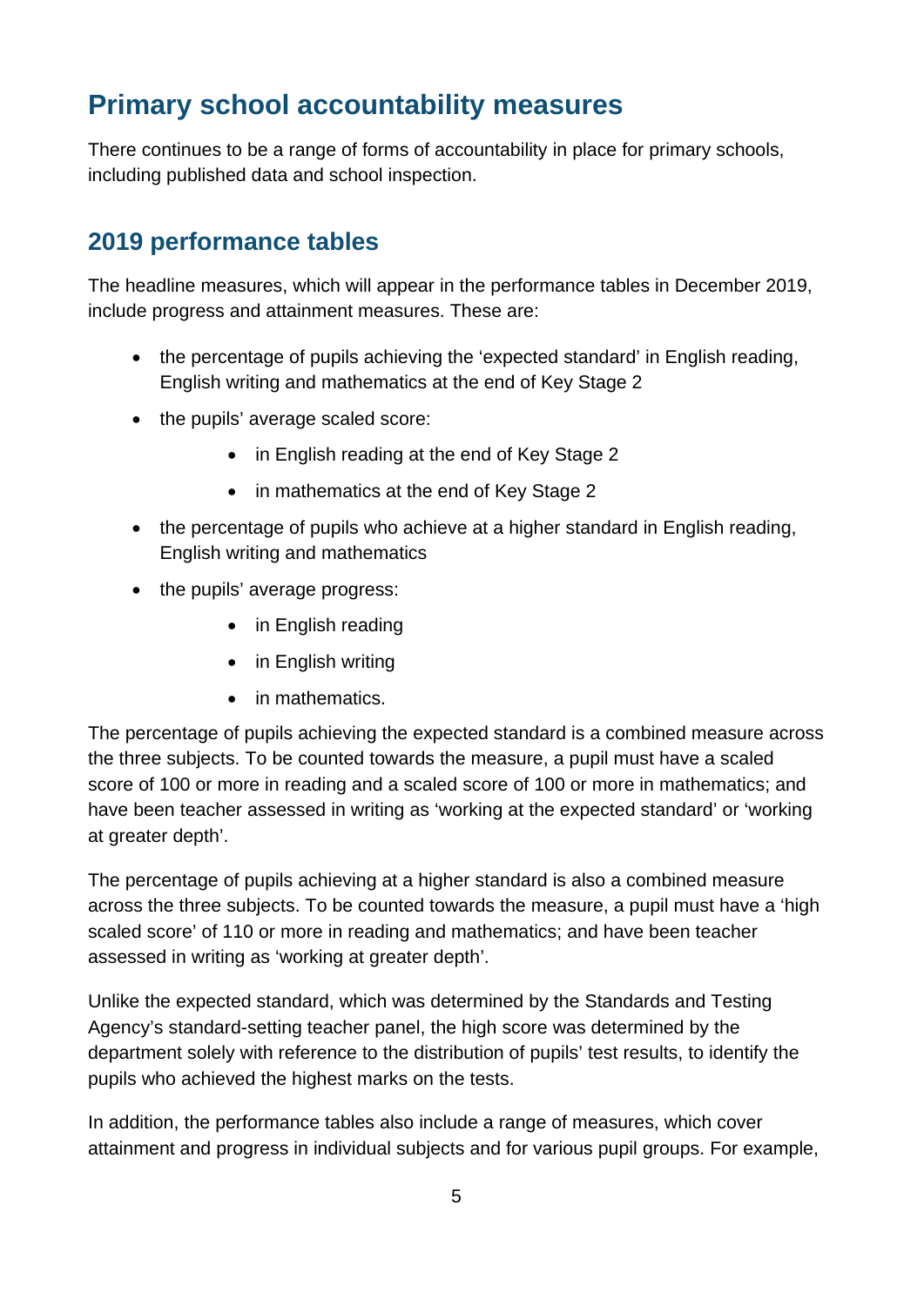## Primary school accountability measures

There continues to be a range of forms of accountability in place for primary schools, including published data and school inspection.

### 2019 performance tables

The headline measures, which will appear in the performance tables in December 2019, include progress and attainment measures. These are:

- the percentage of pupils achieving the 'expected standard' in English reading, English writing and mathematics at the end of Key Stage 2
- the pupils' average scaled score:
    - in English reading at the end of Key Stage 2
    - in mathematics at the end of Key Stage 2
- the percentage of pupils who achieve at a higher standard in English reading, English writing and mathematics
- the pupils' average progress:
    - in English reading
    - in English writing
    - in mathematics.

The percentage of pupils achieving the expected standard is a combined measure across the three subjects. To be counted towards the measure, a pupil must have a scaled score of 100 or more in reading and a scaled score of 100 or more in mathematics; and have been teacher assessed in writing as 'working at the expected standard' or 'working at greater depth'.

The percentage of pupils achieving at a higher standard is also a combined measure across the three subjects. To be counted towards the measure, a pupil must have a 'high scaled score' of 110 or more in reading and mathematics; and have been teacher assessed in writing as 'working at greater depth'.

Unlike the expected standard, which was determined by the Standards and Testing Agency's standard-setting teacher panel, the high score was determined by the department solely with reference to the distribution of pupils' test results, to identify the pupils who achieved the highest marks on the tests.

In addition, the performance tables also include a range of measures, which cover attainment and progress in individual subjects and for various pupil groups. For example,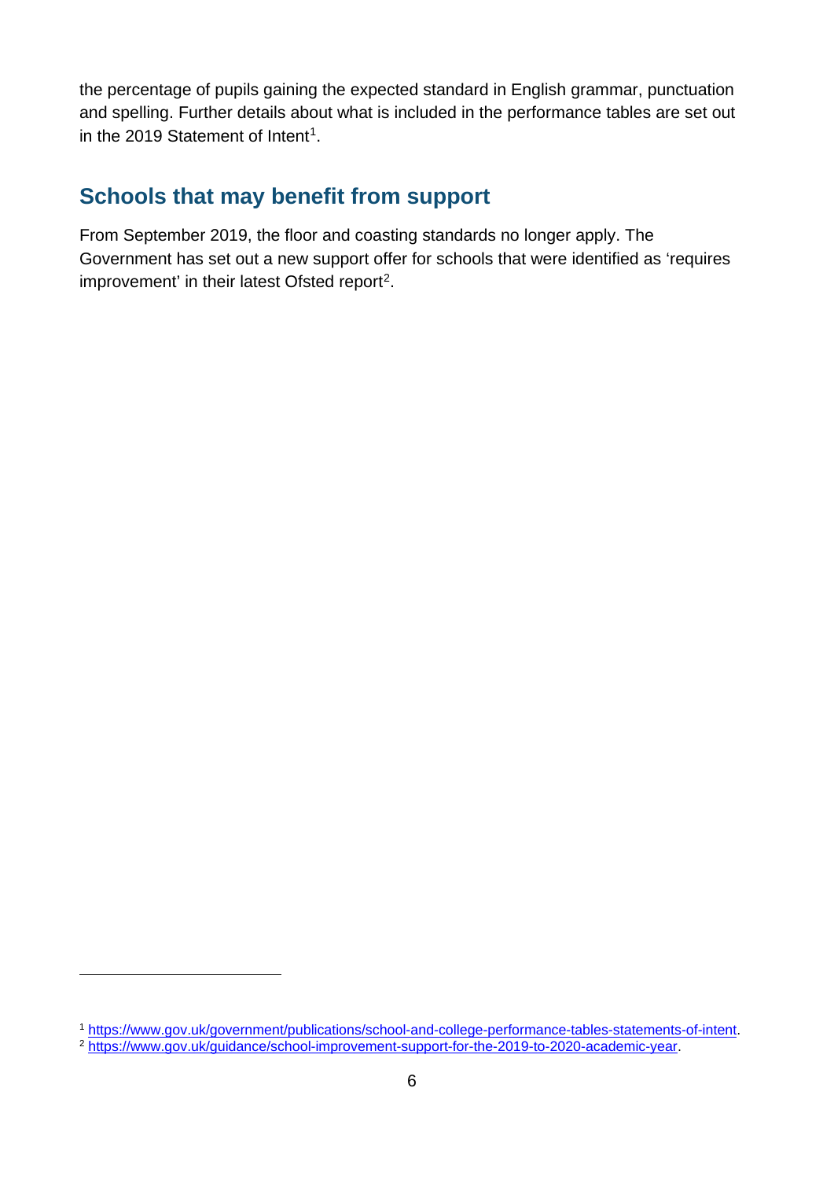the percentage of pupils gaining the expected standard in English grammar, punctuation and spelling. Further details about what is included in the performance tables are set out in the 2019 Statement of Intent[1].

## Schools that may benefit from support

From September 2019, the floor and coasting standards no longer apply. The Government has set out a new support offer for schools that were identified as 'requires improvement' in their latest Ofsted report[2].

[1] https://www.gov.uk/government/publications/school-and-college-performance-tables-statements-of-intent.

[2] https://www.gov.uk/guidance/school-improvement-support-for-the-2019-to-2020-academic-year.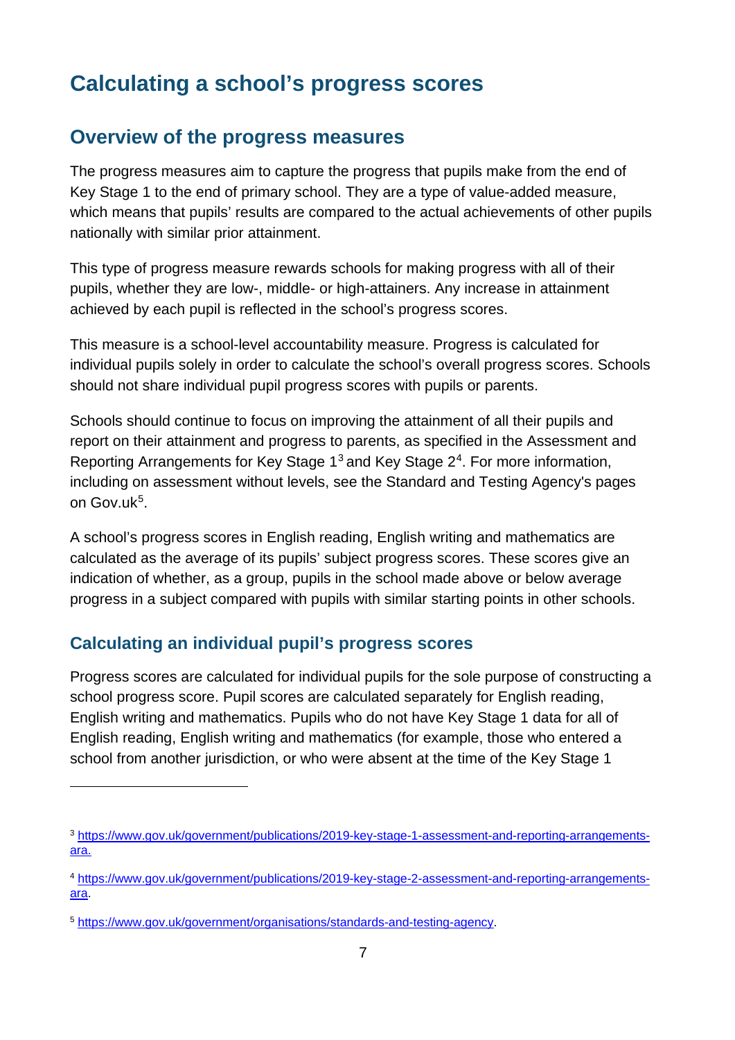# Calculating a school's progress scores

## Overview of the progress measures

The progress measures aim to capture the progress that pupils make from the end of Key Stage 1 to the end of primary school. They are a type of value-added measure, which means that pupils' results are compared to the actual achievements of other pupils nationally with similar prior attainment.

This type of progress measure rewards schools for making progress with all of their pupils, whether they are low-, middle- or high-attainers. Any increase in attainment achieved by each pupil is reflected in the school's progress scores.

This measure is a school-level accountability measure. Progress is calculated for individual pupils solely in order to calculate the school's overall progress scores. Schools should not share individual pupil progress scores with pupils or parents.

Schools should continue to focus on improving the attainment of all their pupils and report on their attainment and progress to parents, as specified in the Assessment and Reporting Arrangements for Key Stage 1[3] and Key Stage 2[4]. For more information, including on assessment without levels, see the Standard and Testing Agency's pages on Gov.uk[5].

A school's progress scores in English reading, English writing and mathematics are calculated as the average of its pupils' subject progress scores. These scores give an indication of whether, as a group, pupils in the school made above or below average progress in a subject compared with pupils with similar starting points in other schools.

### Calculating an individual pupil's progress scores

Progress scores are calculated for individual pupils for the sole purpose of constructing a school progress score. Pupil scores are calculated separately for English reading, English writing and mathematics. Pupils who do not have Key Stage 1 data for all of English reading, English writing and mathematics (for example, those who entered a school from another jurisdiction, or who were absent at the time of the Key Stage 1

---

[3] https://www.gov.uk/government/publications/2019-key-stage-1-assessment-and-reporting-arrangements-ara.

[4] https://www.gov.uk/government/publications/2019-key-stage-2-assessment-and-reporting-arrangements-ara.

[5] https://www.gov.uk/government/organisations/standards-and-testing-agency.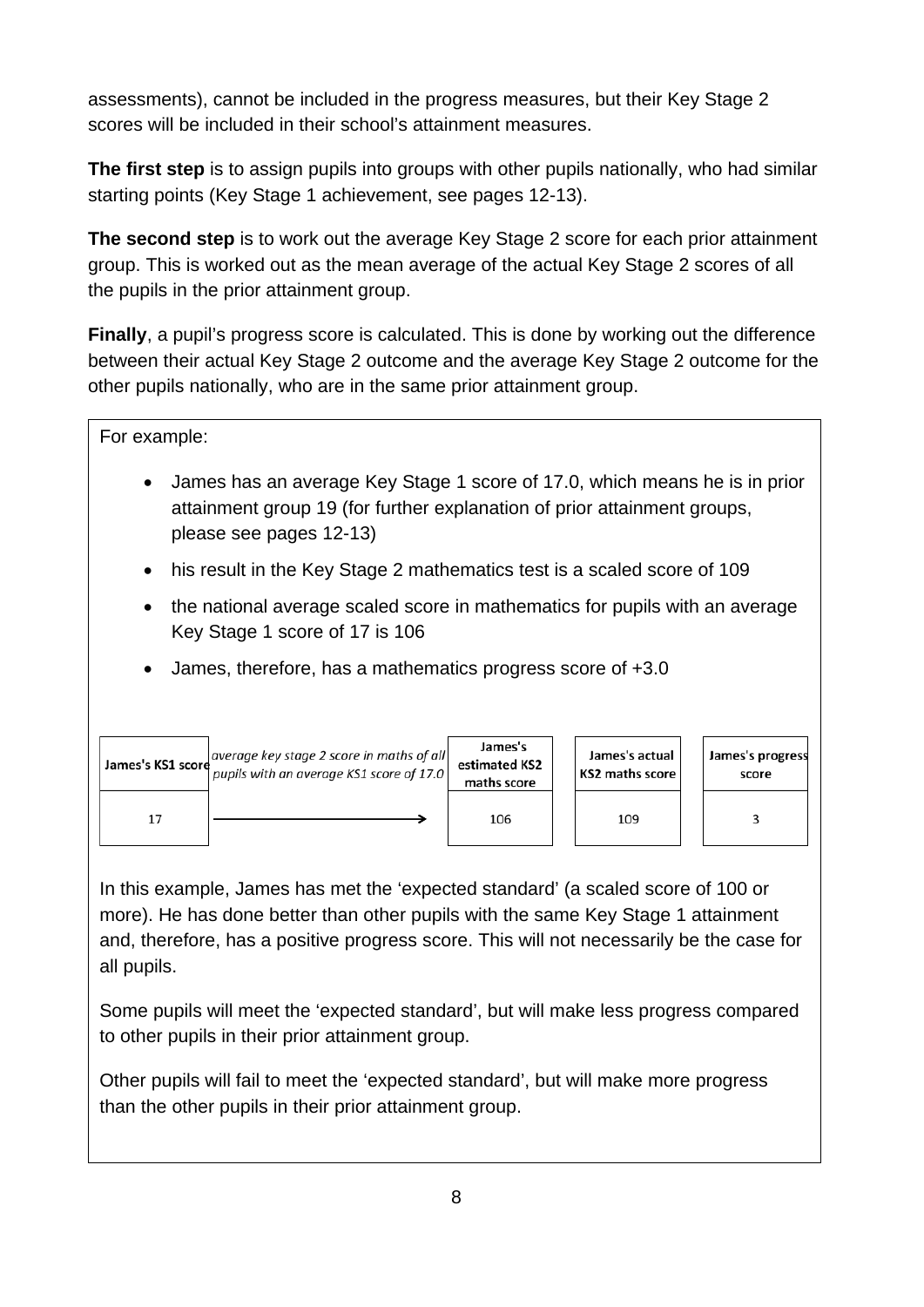assessments), cannot be included in the progress measures, but their Key Stage 2 scores will be included in their school's attainment measures.

**The first step** is to assign pupils into groups with other pupils nationally, who had similar starting points (Key Stage 1 achievement, see pages 12-13).

**The second step** is to work out the average Key Stage 2 score for each prior attainment group. This is worked out as the mean average of the actual Key Stage 2 scores of all the pupils in the prior attainment group.

**Finally**, a pupil's progress score is calculated. This is done by working out the difference between their actual Key Stage 2 outcome and the average Key Stage 2 outcome for the other pupils nationally, who are in the same prior attainment group.

For example:

- James has an average Key Stage 1 score of 17.0, which means he is in prior attainment group 19 (for further explanation of prior attainment groups, please see pages 12-13)
- his result in the Key Stage 2 mathematics test is a scaled score of 109
- the national average scaled score in mathematics for pupils with an average Key Stage 1 score of 17 is 106
- James, therefore, has a mathematics progress score of +3.0

| James's KS1 score | *average key stage 2 score in maths of all pupils with an average KS1 score of 17.0* | James's estimated KS2 maths score | James's actual KS2 maths score | James's progress score |
|---|---|---|---|---|
| 17 | → | 106 | 109 | 3 |

In this example, James has met the 'expected standard' (a scaled score of 100 or more). He has done better than other pupils with the same Key Stage 1 attainment and, therefore, has a positive progress score. This will not necessarily be the case for all pupils.

Some pupils will meet the 'expected standard', but will make less progress compared to other pupils in their prior attainment group.

Other pupils will fail to meet the 'expected standard', but will make more progress than the other pupils in their prior attainment group.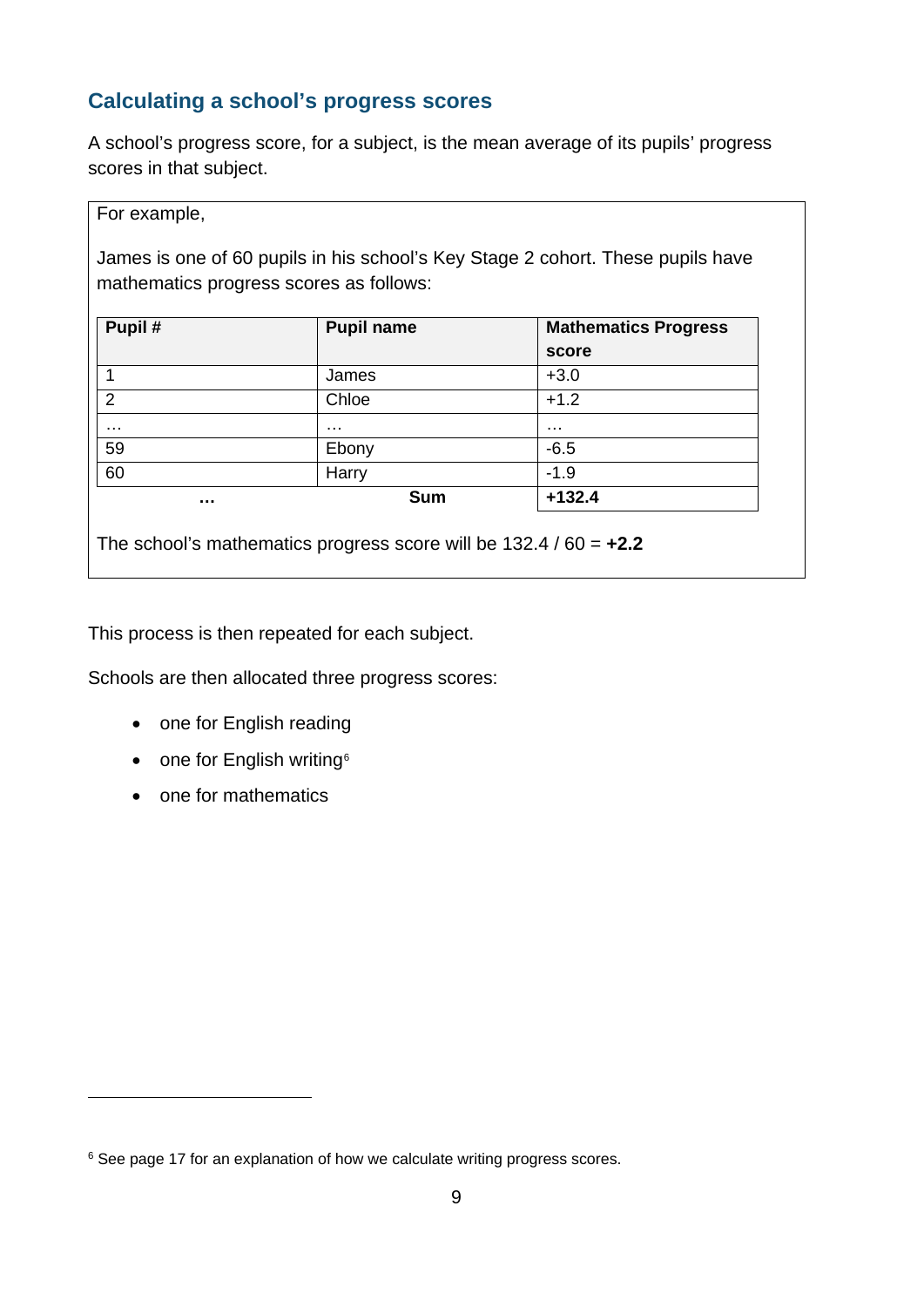## Calculating a school's progress scores

A school's progress score, for a subject, is the mean average of its pupils' progress scores in that subject.

For example,

James is one of 60 pupils in his school's Key Stage 2 cohort. These pupils have mathematics progress scores as follows:

| Pupil # | Pupil name | Mathematics Progress score |
|---|---|---|
| 1 | James | +3.0 |
| 2 | Chloe | +1.2 |
| … | … | … |
| 59 | Ebony | -6.5 |
| 60 | Harry | -1.9 |
| **…** | **Sum** | **+132.4** |

The school's mathematics progress score will be 132.4 / 60 = **+2.2**

This process is then repeated for each subject.

Schools are then allocated three progress scores:

- one for English reading
- one for English writing[6]
- one for mathematics

[6] See page 17 for an explanation of how we calculate writing progress scores.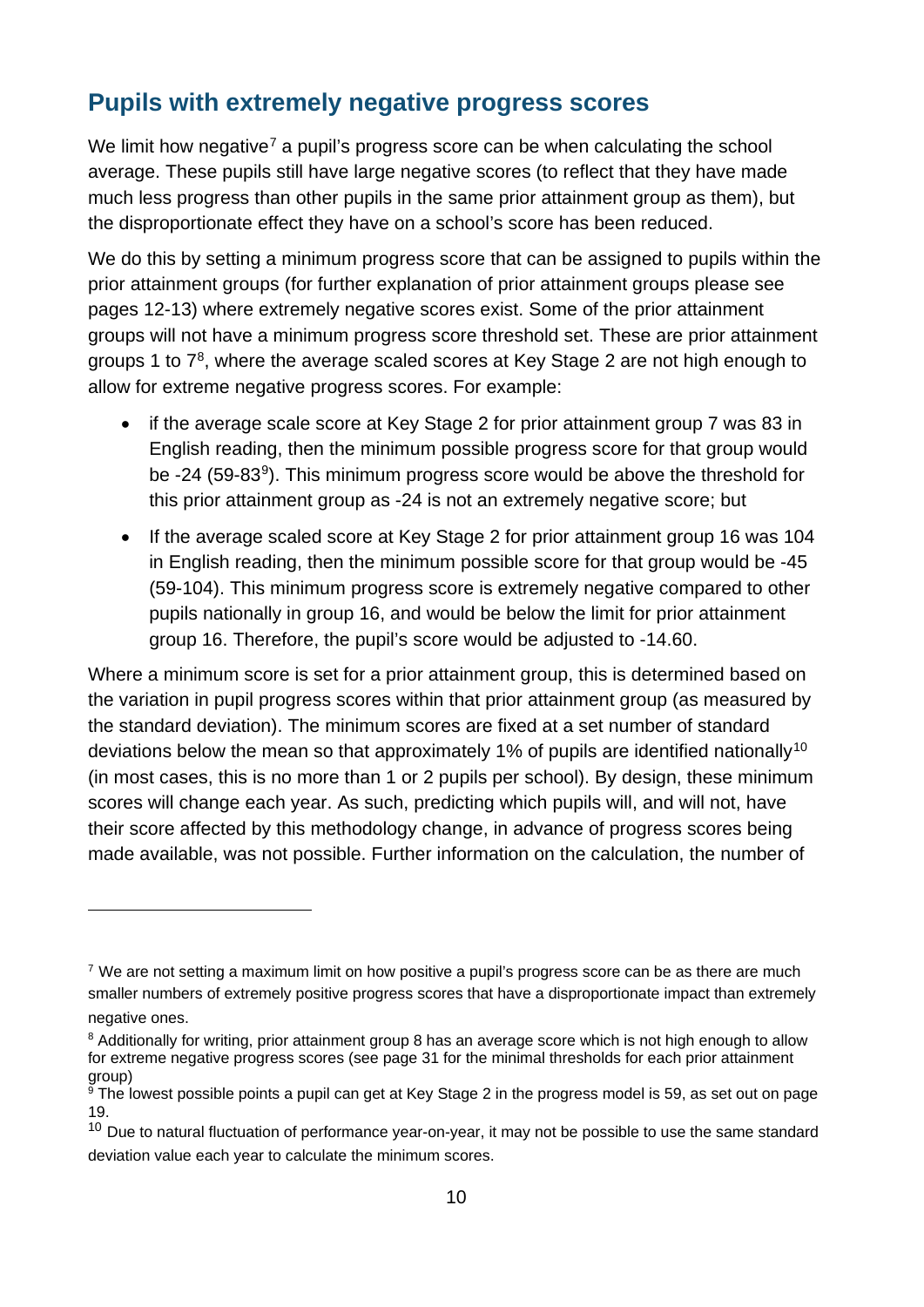## Pupils with extremely negative progress scores

We limit how negative[7] a pupil's progress score can be when calculating the school average. These pupils still have large negative scores (to reflect that they have made much less progress than other pupils in the same prior attainment group as them), but the disproportionate effect they have on a school's score has been reduced.

We do this by setting a minimum progress score that can be assigned to pupils within the prior attainment groups (for further explanation of prior attainment groups please see pages 12-13) where extremely negative scores exist. Some of the prior attainment groups will not have a minimum progress score threshold set. These are prior attainment groups 1 to 7[8], where the average scaled scores at Key Stage 2 are not high enough to allow for extreme negative progress scores. For example:

- if the average scale score at Key Stage 2 for prior attainment group 7 was 83 in English reading, then the minimum possible progress score for that group would be -24 (59-83[9]). This minimum progress score would be above the threshold for this prior attainment group as -24 is not an extremely negative score; but
- If the average scaled score at Key Stage 2 for prior attainment group 16 was 104 in English reading, then the minimum possible score for that group would be -45 (59-104). This minimum progress score is extremely negative compared to other pupils nationally in group 16, and would be below the limit for prior attainment group 16. Therefore, the pupil's score would be adjusted to -14.60.

Where a minimum score is set for a prior attainment group, this is determined based on the variation in pupil progress scores within that prior attainment group (as measured by the standard deviation). The minimum scores are fixed at a set number of standard deviations below the mean so that approximately 1% of pupils are identified nationally[10] (in most cases, this is no more than 1 or 2 pupils per school). By design, these minimum scores will change each year. As such, predicting which pupils will, and will not, have their score affected by this methodology change, in advance of progress scores being made available, was not possible. Further information on the calculation, the number of

---

[7] We are not setting a maximum limit on how positive a pupil's progress score can be as there are much smaller numbers of extremely positive progress scores that have a disproportionate impact than extremely negative ones.

[8] Additionally for writing, prior attainment group 8 has an average score which is not high enough to allow for extreme negative progress scores (see page 31 for the minimal thresholds for each prior attainment group)

[9] The lowest possible points a pupil can get at Key Stage 2 in the progress model is 59, as set out on page 19.

[10] Due to natural fluctuation of performance year-on-year, it may not be possible to use the same standard deviation value each year to calculate the minimum scores.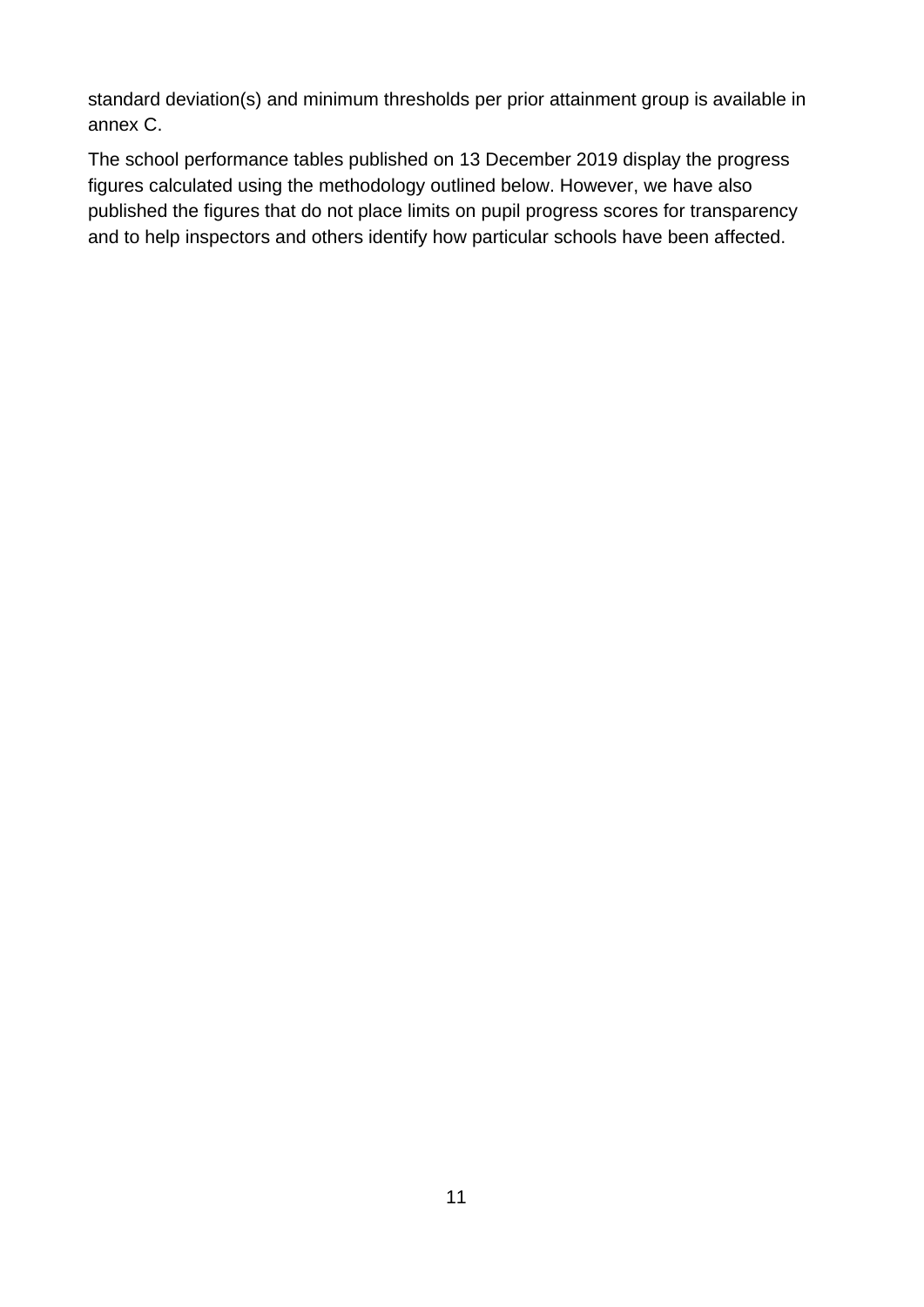standard deviation(s) and minimum thresholds per prior attainment group is available in annex C.

The school performance tables published on 13 December 2019 display the progress figures calculated using the methodology outlined below. However, we have also published the figures that do not place limits on pupil progress scores for transparency and to help inspectors and others identify how particular schools have been affected.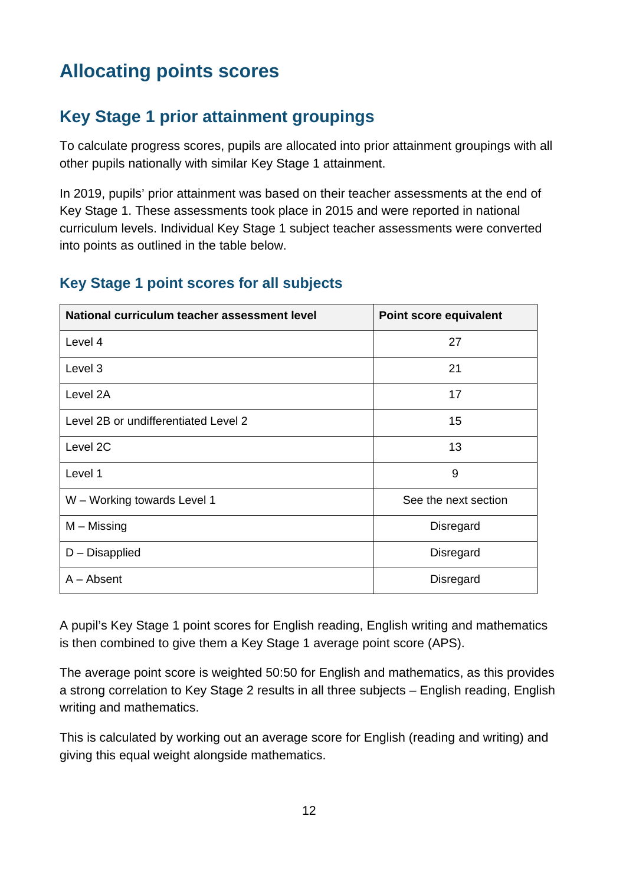# Allocating points scores

## Key Stage 1 prior attainment groupings

To calculate progress scores, pupils are allocated into prior attainment groupings with all other pupils nationally with similar Key Stage 1 attainment.

In 2019, pupils' prior attainment was based on their teacher assessments at the end of Key Stage 1. These assessments took place in 2015 and were reported in national curriculum levels. Individual Key Stage 1 subject teacher assessments were converted into points as outlined in the table below.

### Key Stage 1 point scores for all subjects

| National curriculum teacher assessment level | Point score equivalent |
|---|---|
| Level 4 | 27 |
| Level 3 | 21 |
| Level 2A | 17 |
| Level 2B or undifferentiated Level 2 | 15 |
| Level 2C | 13 |
| Level 1 | 9 |
| W – Working towards Level 1 | See the next section |
| M – Missing | Disregard |
| D – Disapplied | Disregard |
| A – Absent | Disregard |

A pupil's Key Stage 1 point scores for English reading, English writing and mathematics is then combined to give them a Key Stage 1 average point score (APS).

The average point score is weighted 50:50 for English and mathematics, as this provides a strong correlation to Key Stage 2 results in all three subjects – English reading, English writing and mathematics.

This is calculated by working out an average score for English (reading and writing) and giving this equal weight alongside mathematics.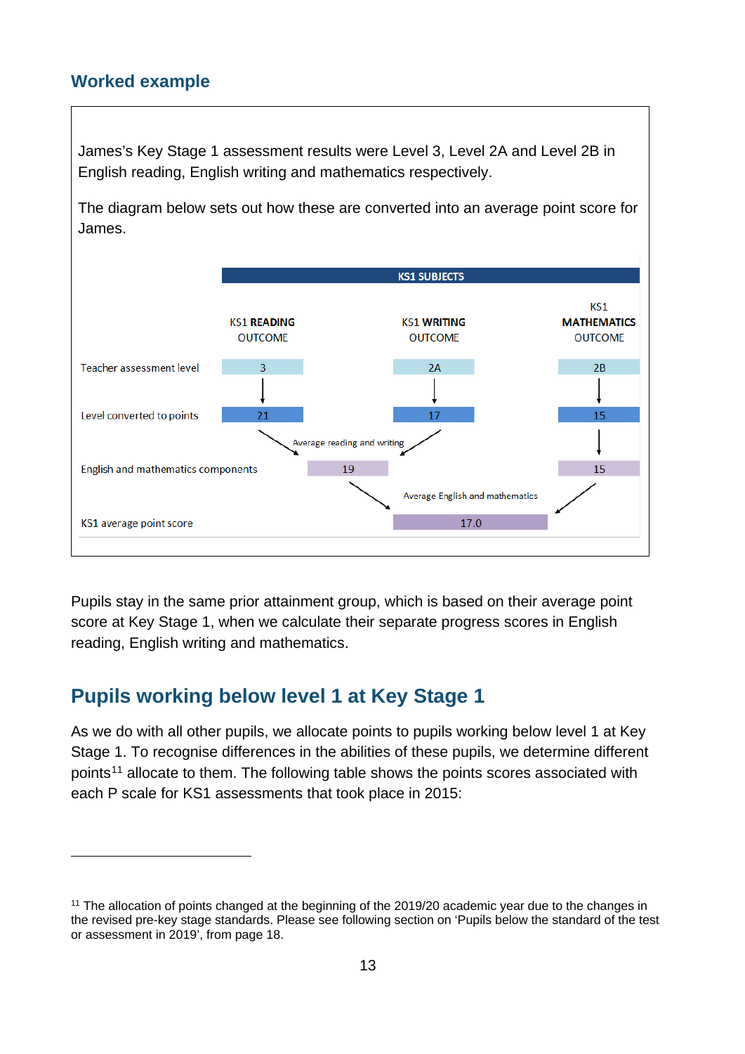### Worked example

James's Key Stage 1 assessment results were Level 3, Level 2A and Level 2B in English reading, English writing and mathematics respectively.

The diagram below sets out how these are converted into an average point score for James.

KS1 SUBJECTS

KS1 READING OUTCOME

KS1 WRITING OUTCOME

KS1 MATHEMATICS OUTCOME

Teacher assessment level

3

2A

2B

Level converted to points

21

17

15

Average reading and writing

English and mathematics components

19

15

Average English and mathematics

KS1 average point score

17.0

Pupils stay in the same prior attainment group, which is based on their average point score at Key Stage 1, when we calculate their separate progress scores in English reading, English writing and mathematics.

## Pupils working below level 1 at Key Stage 1

As we do with all other pupils, we allocate points to pupils working below level 1 at Key Stage 1. To recognise differences in the abilities of these pupils, we determine different points[11] allocate to them. The following table shows the points scores associated with each P scale for KS1 assessments that took place in 2015:

[11] The allocation of points changed at the beginning of the 2019/20 academic year due to the changes in the revised pre-key stage standards. Please see following section on 'Pupils below the standard of the test or assessment in 2019', from page 18.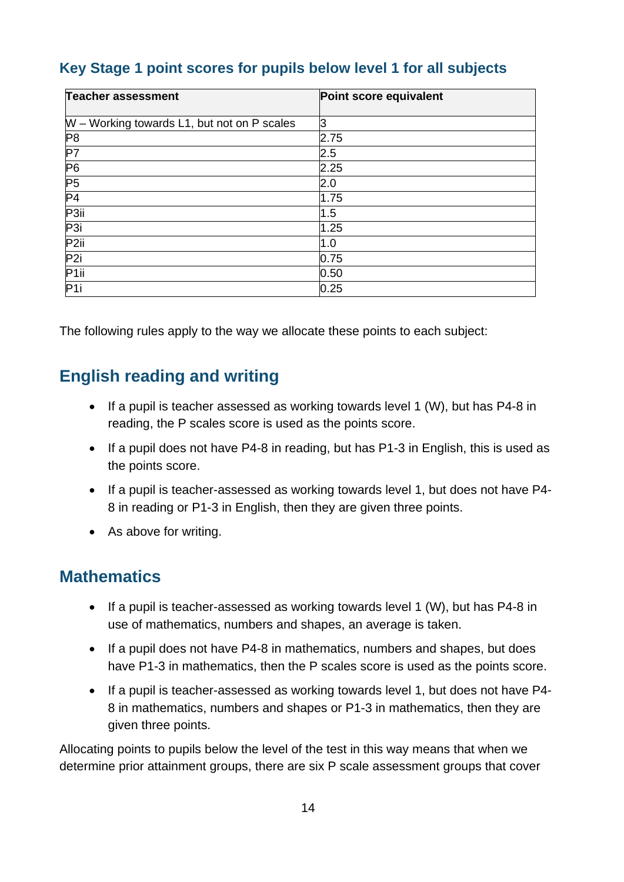## Key Stage 1 point scores for pupils below level 1 for all subjects

| Teacher assessment | Point score equivalent |
|---|---|
| W – Working towards L1, but not on P scales | 3 |
| P8 | 2.75 |
| P7 | 2.5 |
| P6 | 2.25 |
| P5 | 2.0 |
| P4 | 1.75 |
| P3ii | 1.5 |
| P3i | 1.25 |
| P2ii | 1.0 |
| P2i | 0.75 |
| P1ii | 0.50 |
| P1i | 0.25 |

The following rules apply to the way we allocate these points to each subject:

## English reading and writing

- If a pupil is teacher assessed as working towards level 1 (W), but has P4-8 in reading, the P scales score is used as the points score.
- If a pupil does not have P4-8 in reading, but has P1-3 in English, this is used as the points score.
- If a pupil is teacher-assessed as working towards level 1, but does not have P4-8 in reading or P1-3 in English, then they are given three points.
- As above for writing.

## Mathematics

- If a pupil is teacher-assessed as working towards level 1 (W), but has P4-8 in use of mathematics, numbers and shapes, an average is taken.
- If a pupil does not have P4-8 in mathematics, numbers and shapes, but does have P1-3 in mathematics, then the P scales score is used as the points score.
- If a pupil is teacher-assessed as working towards level 1, but does not have P4-8 in mathematics, numbers and shapes or P1-3 in mathematics, then they are given three points.

Allocating points to pupils below the level of the test in this way means that when we determine prior attainment groups, there are six P scale assessment groups that cover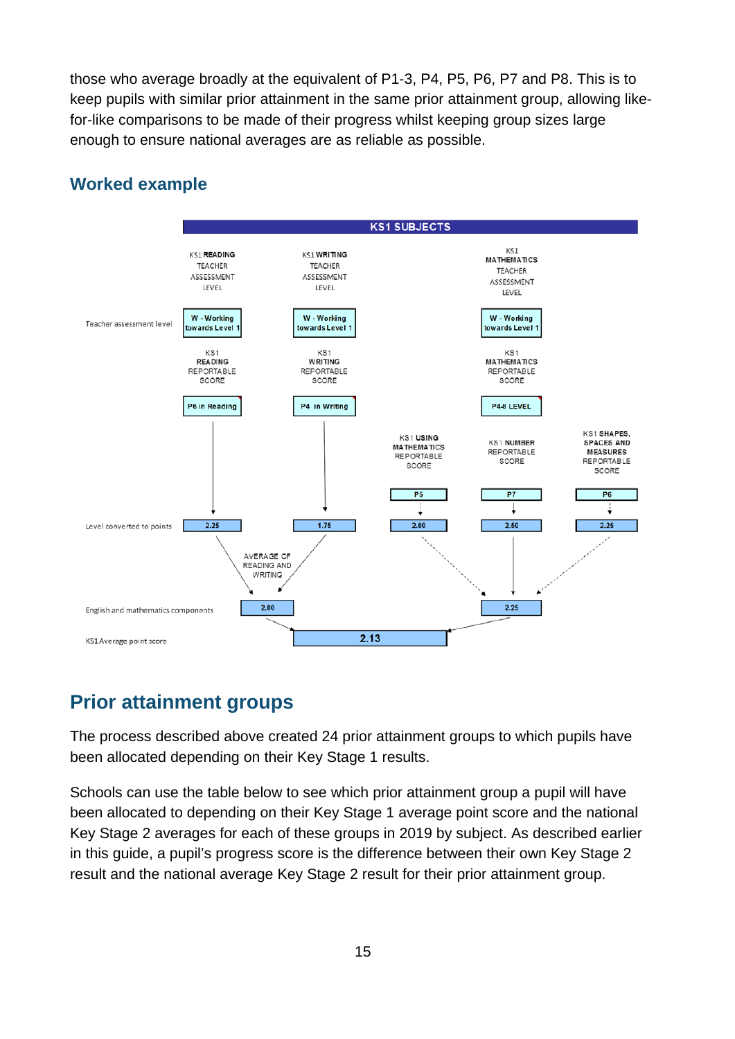those who average broadly at the equivalent of P1-3, P4, P5, P6, P7 and P8. This is to keep pupils with similar prior attainment in the same prior attainment group, allowing like-for-like comparisons to be made of their progress whilst keeping group sizes large enough to ensure national averages are as reliable as possible.

## Worked example

KS1 SUBJECTS

KS1 READING TEACHER ASSESSMENT LEVEL

KS1 WRITING TEACHER ASSESSMENT LEVEL

KS1 MATHEMATICS TEACHER ASSESSMENT LEVEL

Teacher assessment level

W - Working towards Level 1

W - Working towards Level 1

W - Working towards Level 1

KS1 READING REPORTABLE SCORE

KS1 WRITING REPORTABLE SCORE

KS1 MATHEMATICS REPORTABLE SCORE

P6 in Reading

P4 in Writing

P4-8 LEVEL

KS1 USING MATHEMATICS REPORTABLE SCORE

KS1 NUMBER REPORTABLE SCORE

KS1 SHAPES, SPACES AND MEASURES REPORTABLE SCORE

P5

P7

P6

Level converted to points

2.25

1.75

2.00

2.50

2.25

AVERAGE OF READING AND WRITING

English and mathematics components

2.00

2.25

KS1 Average point score

2.13

## Prior attainment groups

The process described above created 24 prior attainment groups to which pupils have been allocated depending on their Key Stage 1 results.

Schools can use the table below to see which prior attainment group a pupil will have been allocated to depending on their Key Stage 1 average point score and the national Key Stage 2 averages for each of these groups in 2019 by subject. As described earlier in this guide, a pupil's progress score is the difference between their own Key Stage 2 result and the national average Key Stage 2 result for their prior attainment group.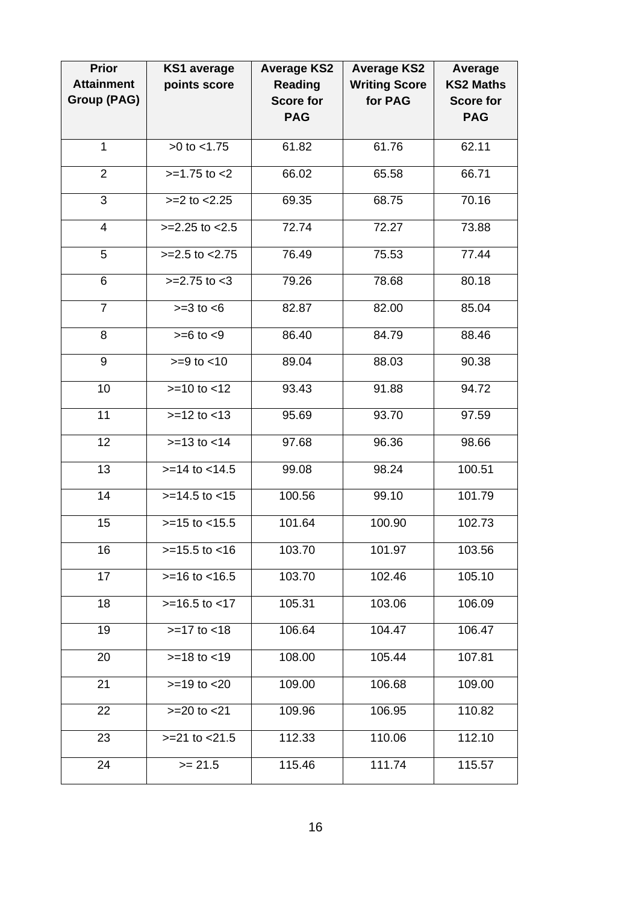| Prior Attainment Group (PAG) | KS1 average points score | Average KS2 Reading Score for PAG | Average KS2 Writing Score for PAG | Average KS2 Maths Score for PAG |
|---|---|---|---|---|
| 1 | >0 to <1.75 | 61.82 | 61.76 | 62.11 |
| 2 | >=1.75 to <2 | 66.02 | 65.58 | 66.71 |
| 3 | >=2 to <2.25 | 69.35 | 68.75 | 70.16 |
| 4 | >=2.25 to <2.5 | 72.74 | 72.27 | 73.88 |
| 5 | >=2.5 to <2.75 | 76.49 | 75.53 | 77.44 |
| 6 | >=2.75 to <3 | 79.26 | 78.68 | 80.18 |
| 7 | >=3 to <6 | 82.87 | 82.00 | 85.04 |
| 8 | >=6 to <9 | 86.40 | 84.79 | 88.46 |
| 9 | >=9 to <10 | 89.04 | 88.03 | 90.38 |
| 10 | >=10 to <12 | 93.43 | 91.88 | 94.72 |
| 11 | >=12 to <13 | 95.69 | 93.70 | 97.59 |
| 12 | >=13 to <14 | 97.68 | 96.36 | 98.66 |
| 13 | >=14 to <14.5 | 99.08 | 98.24 | 100.51 |
| 14 | >=14.5 to <15 | 100.56 | 99.10 | 101.79 |
| 15 | >=15 to <15.5 | 101.64 | 100.90 | 102.73 |
| 16 | >=15.5 to <16 | 103.70 | 101.97 | 103.56 |
| 17 | >=16 to <16.5 | 103.70 | 102.46 | 105.10 |
| 18 | >=16.5 to <17 | 105.31 | 103.06 | 106.09 |
| 19 | >=17 to <18 | 106.64 | 104.47 | 106.47 |
| 20 | >=18 to <19 | 108.00 | 105.44 | 107.81 |
| 21 | >=19 to <20 | 109.00 | 106.68 | 109.00 |
| 22 | >=20 to <21 | 109.96 | 106.95 | 110.82 |
| 23 | >=21 to <21.5 | 112.33 | 110.06 | 112.10 |
| 24 | >= 21.5 | 115.46 | 111.74 | 115.57 |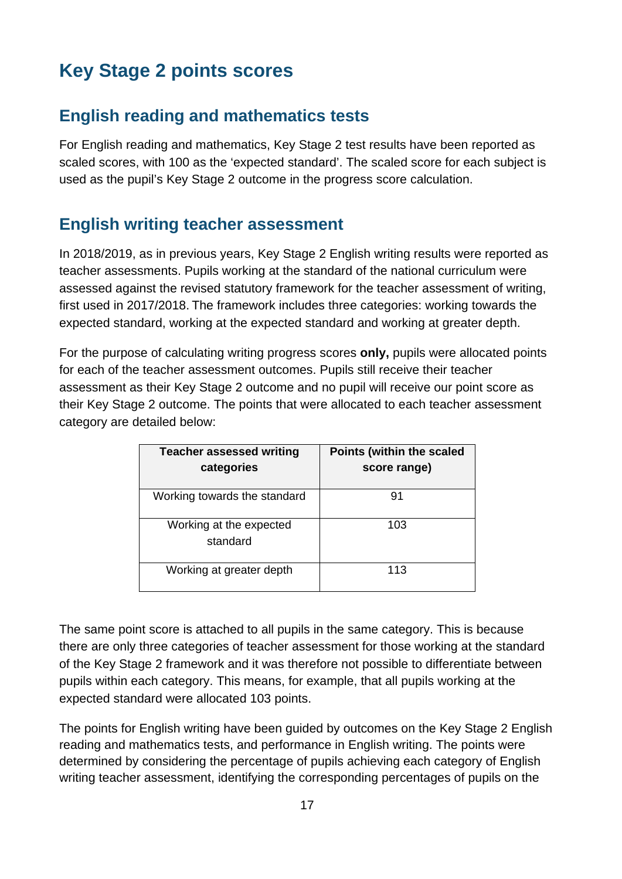# Key Stage 2 points scores

## English reading and mathematics tests

For English reading and mathematics, Key Stage 2 test results have been reported as scaled scores, with 100 as the 'expected standard'. The scaled score for each subject is used as the pupil's Key Stage 2 outcome in the progress score calculation.

## English writing teacher assessment

In 2018/2019, as in previous years, Key Stage 2 English writing results were reported as teacher assessments. Pupils working at the standard of the national curriculum were assessed against the revised statutory framework for the teacher assessment of writing, first used in 2017/2018. The framework includes three categories: working towards the expected standard, working at the expected standard and working at greater depth.

For the purpose of calculating writing progress scores **only,** pupils were allocated points for each of the teacher assessment outcomes. Pupils still receive their teacher assessment as their Key Stage 2 outcome and no pupil will receive our point score as their Key Stage 2 outcome. The points that were allocated to each teacher assessment category are detailed below:

| Teacher assessed writing categories | Points (within the scaled score range) |
|---|---|
| Working towards the standard | 91 |
| Working at the expected standard | 103 |
| Working at greater depth | 113 |

The same point score is attached to all pupils in the same category. This is because there are only three categories of teacher assessment for those working at the standard of the Key Stage 2 framework and it was therefore not possible to differentiate between pupils within each category. This means, for example, that all pupils working at the expected standard were allocated 103 points.

The points for English writing have been guided by outcomes on the Key Stage 2 English reading and mathematics tests, and performance in English writing. The points were determined by considering the percentage of pupils achieving each category of English writing teacher assessment, identifying the corresponding percentages of pupils on the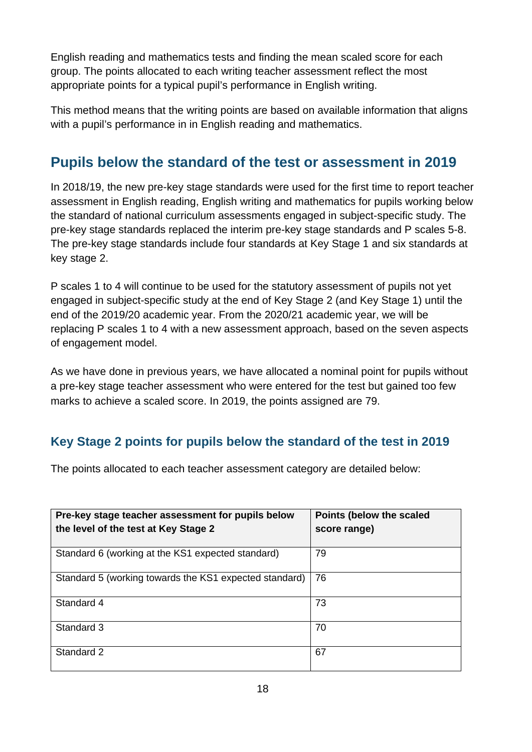English reading and mathematics tests and finding the mean scaled score for each group. The points allocated to each writing teacher assessment reflect the most appropriate points for a typical pupil's performance in English writing.

This method means that the writing points are based on available information that aligns with a pupil's performance in in English reading and mathematics.

## Pupils below the standard of the test or assessment in 2019

In 2018/19, the new pre-key stage standards were used for the first time to report teacher assessment in English reading, English writing and mathematics for pupils working below the standard of national curriculum assessments engaged in subject-specific study. The pre-key stage standards replaced the interim pre-key stage standards and P scales 5-8. The pre-key stage standards include four standards at Key Stage 1 and six standards at key stage 2.

P scales 1 to 4 will continue to be used for the statutory assessment of pupils not yet engaged in subject-specific study at the end of Key Stage 2 (and Key Stage 1) until the end of the 2019/20 academic year. From the 2020/21 academic year, we will be replacing P scales 1 to 4 with a new assessment approach, based on the seven aspects of engagement model.

As we have done in previous years, we have allocated a nominal point for pupils without a pre-key stage teacher assessment who were entered for the test but gained too few marks to achieve a scaled score. In 2019, the points assigned are 79.

### Key Stage 2 points for pupils below the standard of the test in 2019

The points allocated to each teacher assessment category are detailed below:

| Pre-key stage teacher assessment for pupils below the level of the test at Key Stage 2 | Points (below the scaled score range) |
|---|---|
| Standard 6 (working at the KS1 expected standard) | 79 |
| Standard 5 (working towards the KS1 expected standard) | 76 |
| Standard 4 | 73 |
| Standard 3 | 70 |
| Standard 2 | 67 |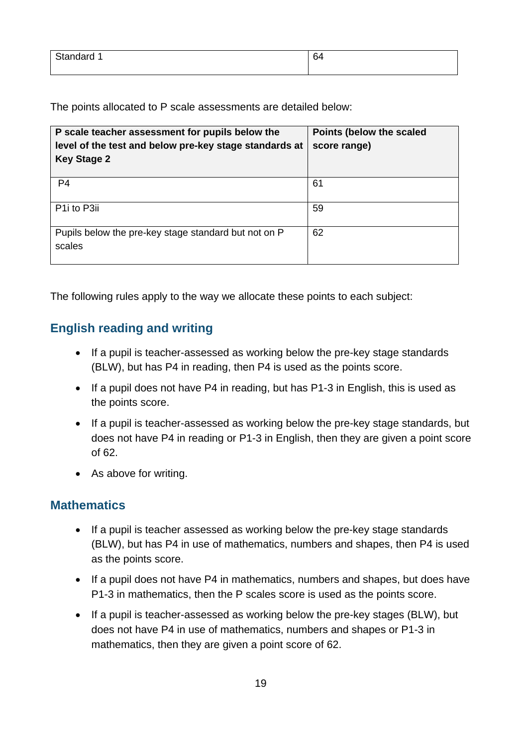| | |
|---|---|
| Standard 1 | 64 |

The points allocated to P scale assessments are detailed below:

| P scale teacher assessment for pupils below the level of the test and below pre-key stage standards at Key Stage 2 | Points (below the scaled score range) |
|---|---|
| P4 | 61 |
| P1i to P3ii | 59 |
| Pupils below the pre-key stage standard but not on P scales | 62 |

The following rules apply to the way we allocate these points to each subject:

## English reading and writing

- If a pupil is teacher-assessed as working below the pre-key stage standards (BLW), but has P4 in reading, then P4 is used as the points score.
- If a pupil does not have P4 in reading, but has P1-3 in English, this is used as the points score.
- If a pupil is teacher-assessed as working below the pre-key stage standards, but does not have P4 in reading or P1-3 in English, then they are given a point score of 62.
- As above for writing.

## Mathematics

- If a pupil is teacher assessed as working below the pre-key stage standards (BLW), but has P4 in use of mathematics, numbers and shapes, then P4 is used as the points score.
- If a pupil does not have P4 in mathematics, numbers and shapes, but does have P1-3 in mathematics, then the P scales score is used as the points score.
- If a pupil is teacher-assessed as working below the pre-key stages (BLW), but does not have P4 in use of mathematics, numbers and shapes or P1-3 in mathematics, then they are given a point score of 62.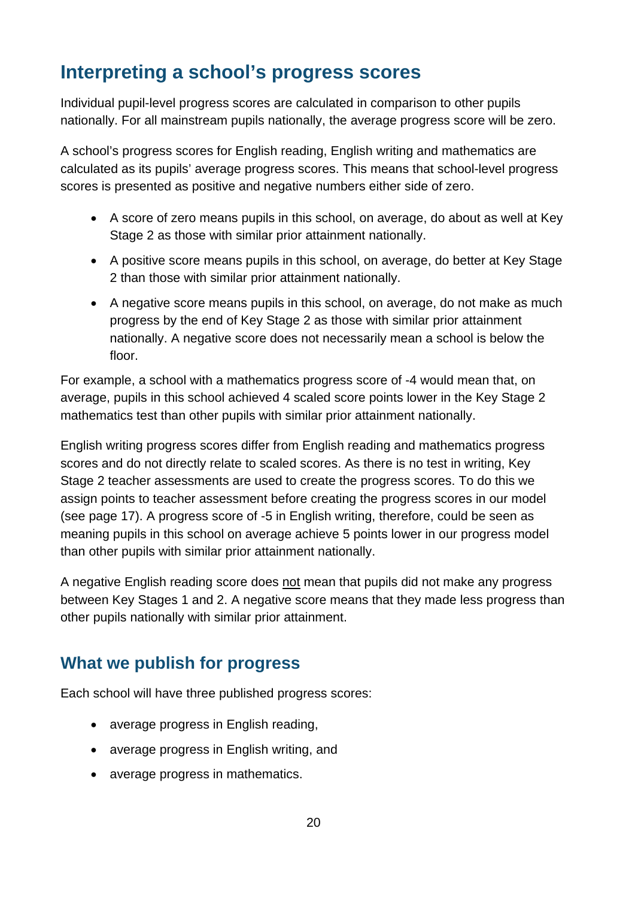## Interpreting a school's progress scores

Individual pupil-level progress scores are calculated in comparison to other pupils nationally. For all mainstream pupils nationally, the average progress score will be zero.

A school's progress scores for English reading, English writing and mathematics are calculated as its pupils' average progress scores. This means that school-level progress scores is presented as positive and negative numbers either side of zero.

- A score of zero means pupils in this school, on average, do about as well at Key Stage 2 as those with similar prior attainment nationally.
- A positive score means pupils in this school, on average, do better at Key Stage 2 than those with similar prior attainment nationally.
- A negative score means pupils in this school, on average, do not make as much progress by the end of Key Stage 2 as those with similar prior attainment nationally. A negative score does not necessarily mean a school is below the floor.

For example, a school with a mathematics progress score of -4 would mean that, on average, pupils in this school achieved 4 scaled score points lower in the Key Stage 2 mathematics test than other pupils with similar prior attainment nationally.

English writing progress scores differ from English reading and mathematics progress scores and do not directly relate to scaled scores. As there is no test in writing, Key Stage 2 teacher assessments are used to create the progress scores. To do this we assign points to teacher assessment before creating the progress scores in our model (see page 17). A progress score of -5 in English writing, therefore, could be seen as meaning pupils in this school on average achieve 5 points lower in our progress model than other pupils with similar prior attainment nationally.

A negative English reading score does <u>not</u> mean that pupils did not make any progress between Key Stages 1 and 2. A negative score means that they made less progress than other pupils nationally with similar prior attainment.

## What we publish for progress

Each school will have three published progress scores:

- average progress in English reading,
- average progress in English writing, and
- average progress in mathematics.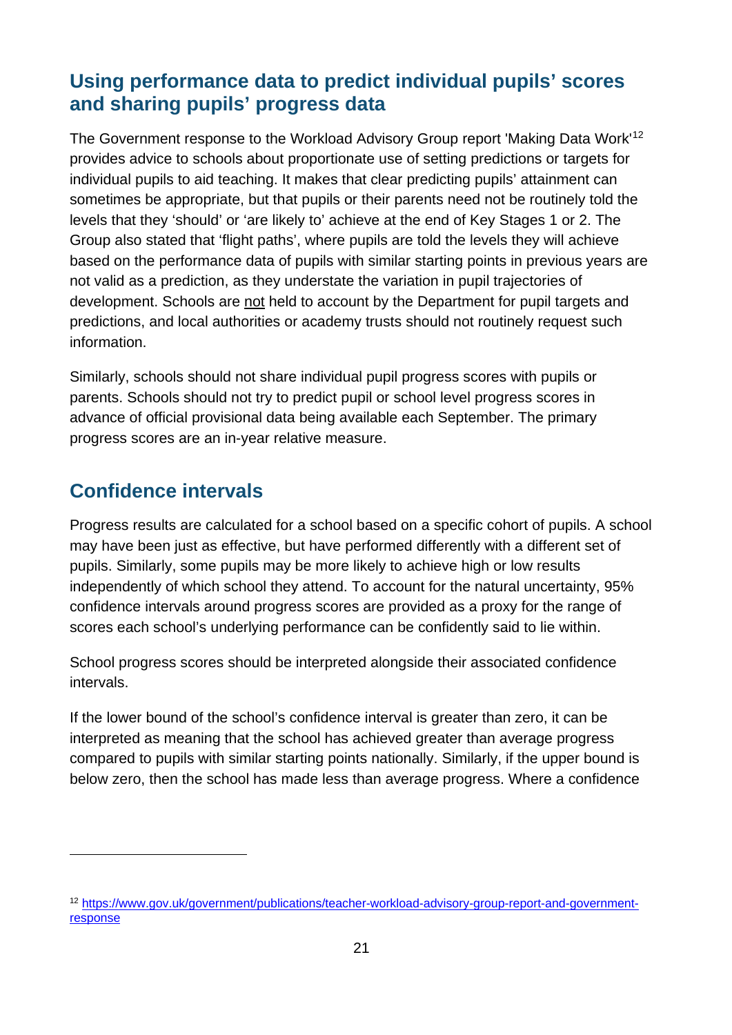## Using performance data to predict individual pupils' scores and sharing pupils' progress data

The Government response to the Workload Advisory Group report 'Making Data Work'[12] provides advice to schools about proportionate use of setting predictions or targets for individual pupils to aid teaching. It makes that clear predicting pupils' attainment can sometimes be appropriate, but that pupils or their parents need not be routinely told the levels that they 'should' or 'are likely to' achieve at the end of Key Stages 1 or 2. The Group also stated that 'flight paths', where pupils are told the levels they will achieve based on the performance data of pupils with similar starting points in previous years are not valid as a prediction, as they understate the variation in pupil trajectories of development. Schools are <u>not</u> held to account by the Department for pupil targets and predictions, and local authorities or academy trusts should not routinely request such information.

Similarly, schools should not share individual pupil progress scores with pupils or parents. Schools should not try to predict pupil or school level progress scores in advance of official provisional data being available each September. The primary progress scores are an in-year relative measure.

## Confidence intervals

Progress results are calculated for a school based on a specific cohort of pupils. A school may have been just as effective, but have performed differently with a different set of pupils. Similarly, some pupils may be more likely to achieve high or low results independently of which school they attend. To account for the natural uncertainty, 95% confidence intervals around progress scores are provided as a proxy for the range of scores each school's underlying performance can be confidently said to lie within.

School progress scores should be interpreted alongside their associated confidence intervals.

If the lower bound of the school's confidence interval is greater than zero, it can be interpreted as meaning that the school has achieved greater than average progress compared to pupils with similar starting points nationally. Similarly, if the upper bound is below zero, then the school has made less than average progress. Where a confidence

---

[12] https://www.gov.uk/government/publications/teacher-workload-advisory-group-report-and-government-response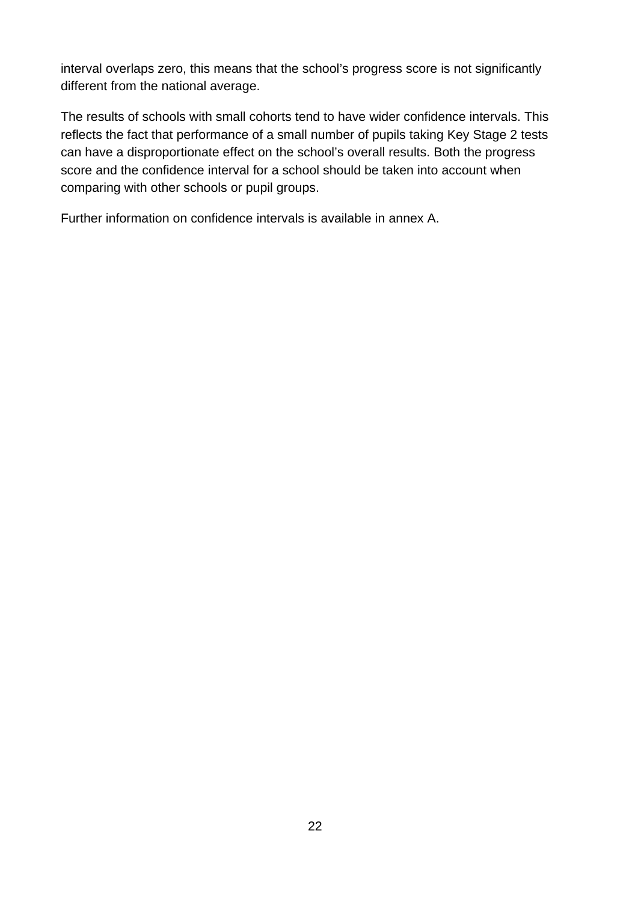interval overlaps zero, this means that the school’s progress score is not significantly different from the national average.

The results of schools with small cohorts tend to have wider confidence intervals. This reflects the fact that performance of a small number of pupils taking Key Stage 2 tests can have a disproportionate effect on the school’s overall results. Both the progress score and the confidence interval for a school should be taken into account when comparing with other schools or pupil groups.

Further information on confidence intervals is available in annex A.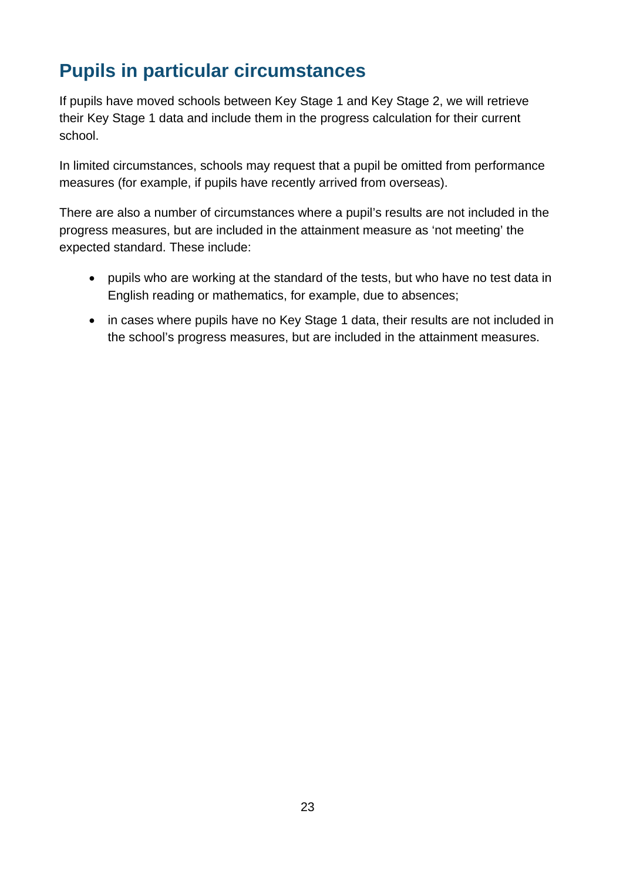## Pupils in particular circumstances

If pupils have moved schools between Key Stage 1 and Key Stage 2, we will retrieve their Key Stage 1 data and include them in the progress calculation for their current school.

In limited circumstances, schools may request that a pupil be omitted from performance measures (for example, if pupils have recently arrived from overseas).

There are also a number of circumstances where a pupil's results are not included in the progress measures, but are included in the attainment measure as 'not meeting' the expected standard. These include:

- pupils who are working at the standard of the tests, but who have no test data in English reading or mathematics, for example, due to absences;
- in cases where pupils have no Key Stage 1 data, their results are not included in the school's progress measures, but are included in the attainment measures.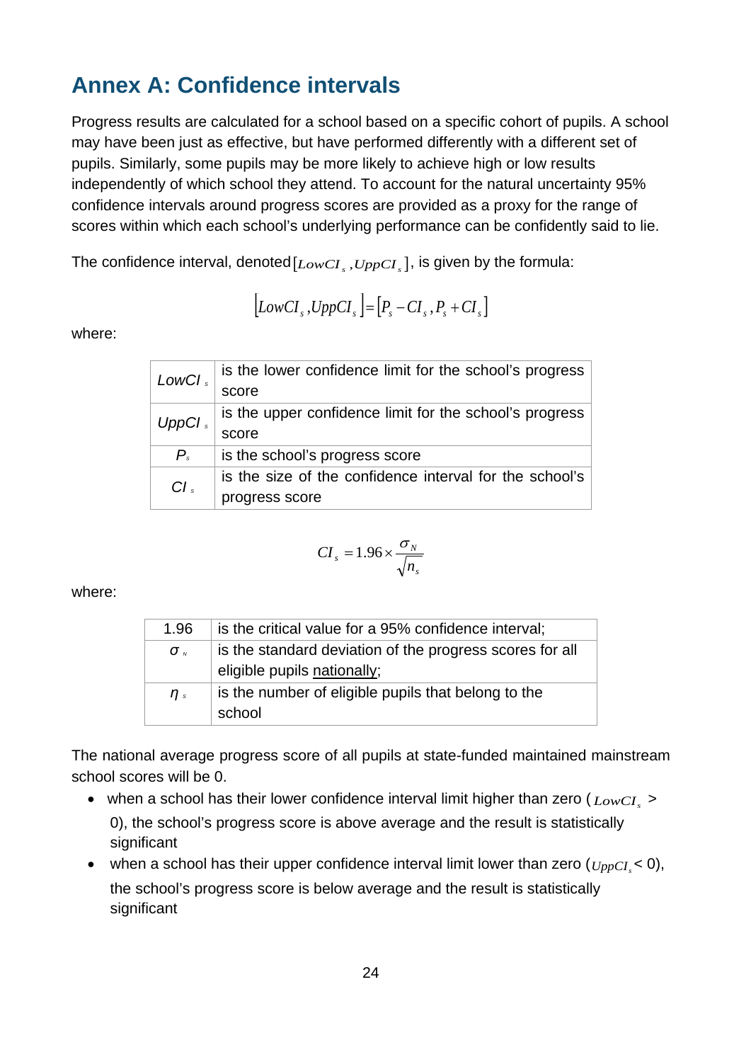## Annex A: Confidence intervals

Progress results are calculated for a school based on a specific cohort of pupils. A school may have been just as effective, but have performed differently with a different set of pupils. Similarly, some pupils may be more likely to achieve high or low results independently of which school they attend. To account for the natural uncertainty 95% confidence intervals around progress scores are provided as a proxy for the range of scores within which each school's underlying performance can be confidently said to lie.

The confidence interval, denoted $[LowCI_s, UppCI_s]$, is given by the formula:

$$[LowCI_s, UppCI_s] = [P_s - CI_s, P_s + CI_s]$$

where:

| | |
|---|---|
| $LowCI_s$ | is the lower confidence limit for the school's progress score |
| $UppCI_s$ | is the upper confidence limit for the school's progress score |
| $P_s$ | is the school's progress score |
| $CI_s$ | is the size of the confidence interval for the school's progress score |

$$CI_s = 1.96 \times \frac{\sigma_N}{\sqrt{n_s}}$$

where:

| | |
|---|---|
| 1.96 | is the critical value for a 95% confidence interval; |
| $\sigma_N$ | is the standard deviation of the progress scores for all eligible pupils nationally; |
| $\eta_s$ | is the number of eligible pupils that belong to the school |

The national average progress score of all pupils at state-funded maintained mainstream school scores will be 0.

- when a school has their lower confidence interval limit higher than zero ($LowCI_s$ > 0), the school's progress score is above average and the result is statistically significant
- when a school has their upper confidence interval limit lower than zero ($UppCI_s$ < 0), the school's progress score is below average and the result is statistically significant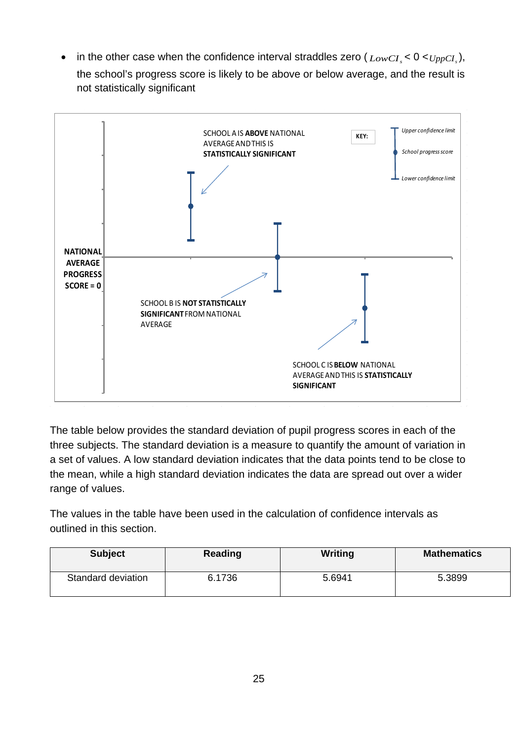- in the other case when the confidence interval straddles zero ( $LowCI_s < 0 < UppCI_s$ ), the school's progress score is likely to be above or below average, and the result is not statistically significant

KEY:

Upper confidence limit

School progress score

Lower confidence limit

SCHOOL A IS **ABOVE** NATIONAL AVERAGE AND THIS IS **STATISTICALLY SIGNIFICANT**

NATIONAL AVERAGE PROGRESS SCORE = 0

SCHOOL B IS **NOT STATISTICALLY SIGNIFICANT** FROM NATIONAL AVERAGE

SCHOOL C IS **BELOW** NATIONAL AVERAGE AND THIS IS **STATISTICALLY SIGNIFICANT**

The table below provides the standard deviation of pupil progress scores in each of the three subjects. The standard deviation is a measure to quantify the amount of variation in a set of values. A low standard deviation indicates that the data points tend to be close to the mean, while a high standard deviation indicates the data are spread out over a wider range of values.

The values in the table have been used in the calculation of confidence intervals as outlined in this section.

| Subject | Reading | Writing | Mathematics |
|---|---|---|---|
| Standard deviation | 6.1736 | 5.6941 | 5.3899 |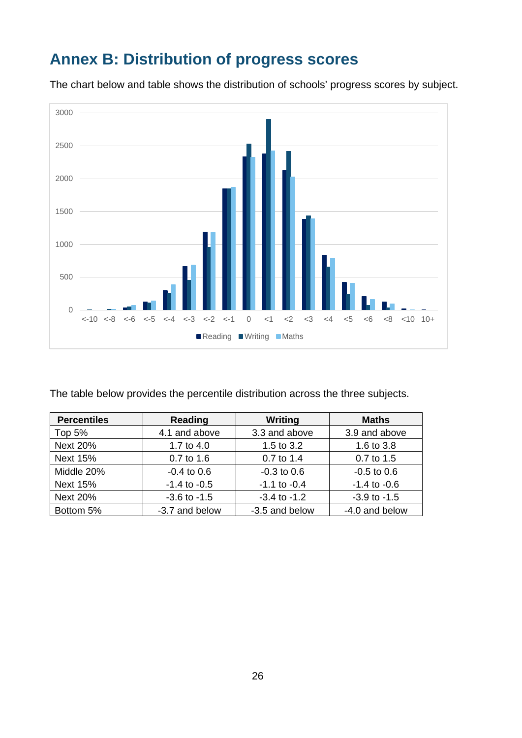## Annex B: Distribution of progress scores

The chart below and table shows the distribution of schools' progress scores by subject.

3000
2500
2000
1500
1000
500
0

<-10 <-8 <-6 <-5 <-4 <-3 <-2 <-1 0 <1 <2 <3 <4 <5 <6 <8 <10 10+

Reading Writing Maths

The table below provides the percentile distribution across the three subjects.

| Percentiles | Reading | Writing | Maths |
|---|---|---|---|
| Top 5% | 4.1 and above | 3.3 and above | 3.9 and above |
| Next 20% | 1.7 to 4.0 | 1.5 to 3.2 | 1.6 to 3.8 |
| Next 15% | 0.7 to 1.6 | 0.7 to 1.4 | 0.7 to 1.5 |
| Middle 20% | -0.4 to 0.6 | -0.3 to 0.6 | -0.5 to 0.6 |
| Next 15% | -1.4 to -0.5 | -1.1 to -0.4 | -1.4 to -0.6 |
| Next 20% | -3.6 to -1.5 | -3.4 to -1.2 | -3.9 to -1.5 |
| Bottom 5% | -3.7 and below | -3.5 and below | -4.0 and below |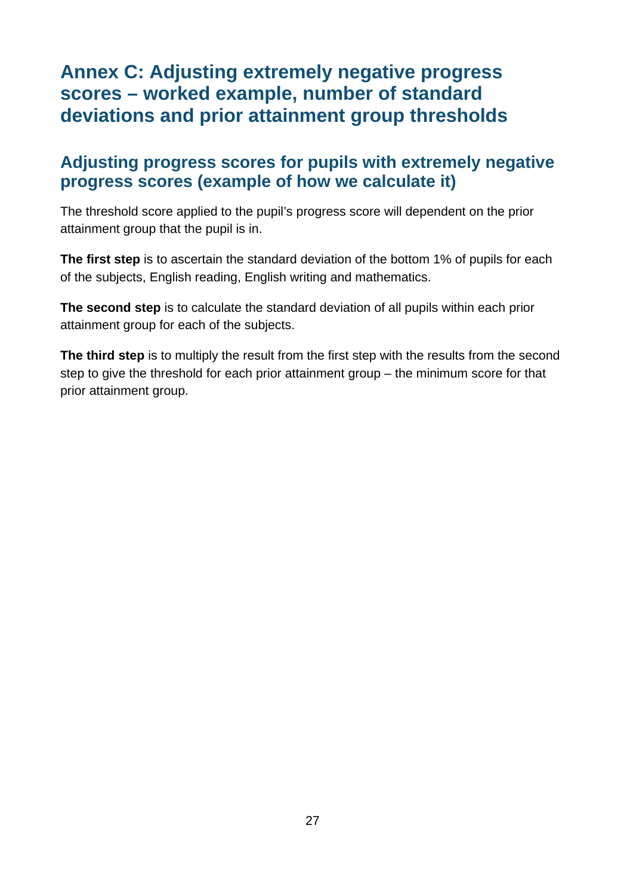# Annex C: Adjusting extremely negative progress scores – worked example, number of standard deviations and prior attainment group thresholds

## Adjusting progress scores for pupils with extremely negative progress scores (example of how we calculate it)

The threshold score applied to the pupil's progress score will dependent on the prior attainment group that the pupil is in.

**The first step** is to ascertain the standard deviation of the bottom 1% of pupils for each of the subjects, English reading, English writing and mathematics.

**The second step** is to calculate the standard deviation of all pupils within each prior attainment group for each of the subjects.

**The third step** is to multiply the result from the first step with the results from the second step to give the threshold for each prior attainment group – the minimum score for that prior attainment group.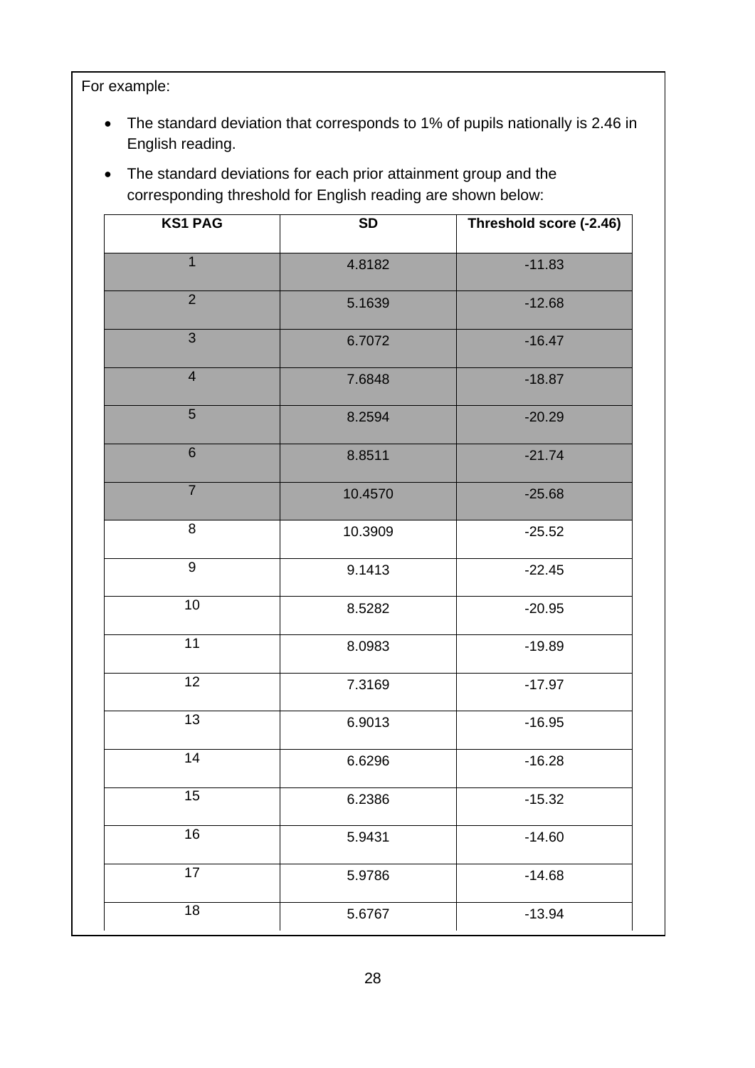For example:

- The standard deviation that corresponds to 1% of pupils nationally is 2.46 in English reading.
- The standard deviations for each prior attainment group and the corresponding threshold for English reading are shown below:

| KS1 PAG | SD | Threshold score (-2.46) |
|---|---|---|
| 1 | 4.8182 | -11.83 |
| 2 | 5.1639 | -12.68 |
| 3 | 6.7072 | -16.47 |
| 4 | 7.6848 | -18.87 |
| 5 | 8.2594 | -20.29 |
| 6 | 8.8511 | -21.74 |
| 7 | 10.4570 | -25.68 |
| 8 | 10.3909 | -25.52 |
| 9 | 9.1413 | -22.45 |
| 10 | 8.5282 | -20.95 |
| 11 | 8.0983 | -19.89 |
| 12 | 7.3169 | -17.97 |
| 13 | 6.9013 | -16.95 |
| 14 | 6.6296 | -16.28 |
| 15 | 6.2386 | -15.32 |
| 16 | 5.9431 | -14.60 |
| 17 | 5.9786 | -14.68 |
| 18 | 5.6767 | -13.94 |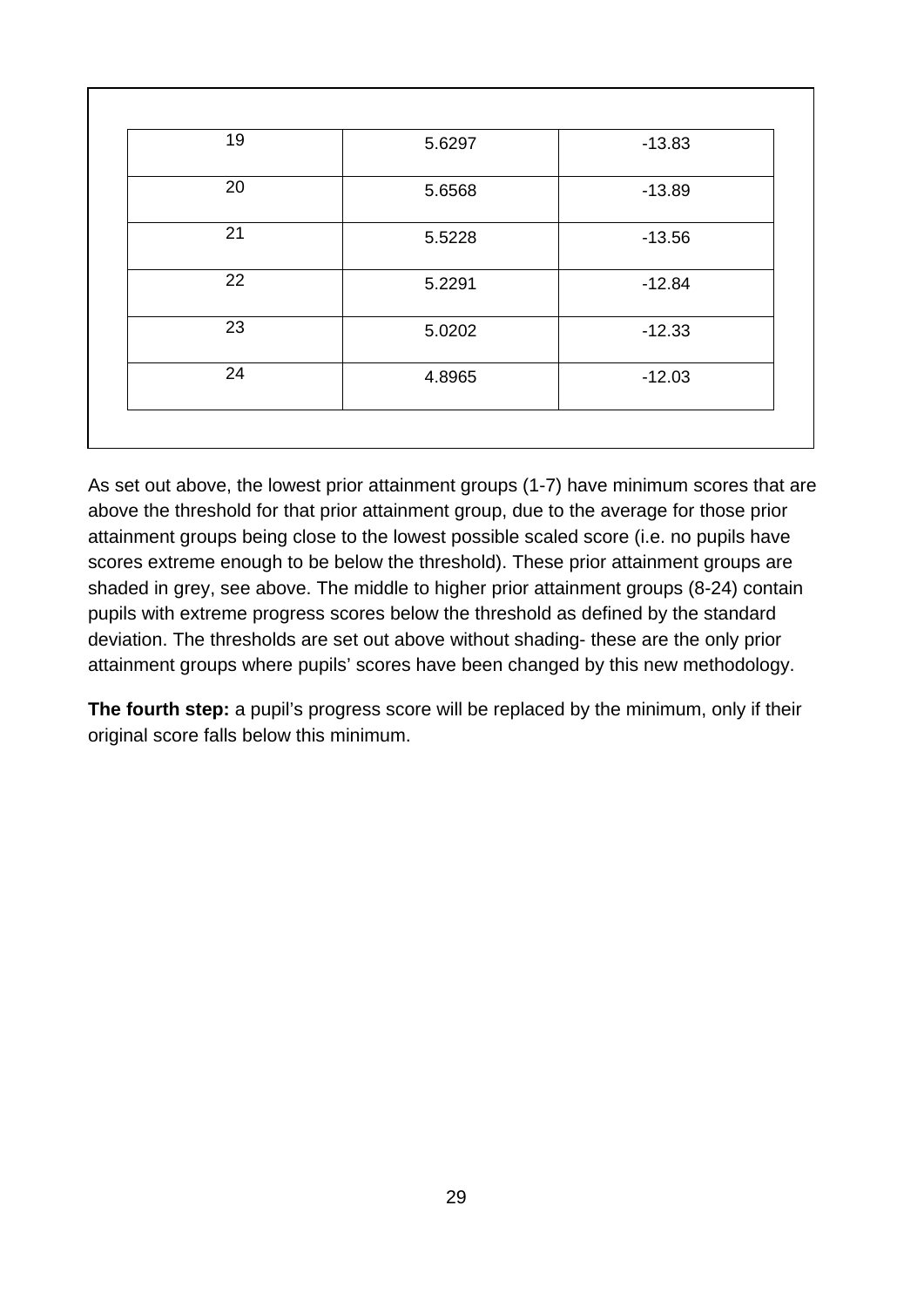| | | |
|---|---|---|
| 19 | 5.6297 | -13.83 |
| 20 | 5.6568 | -13.89 |
| 21 | 5.5228 | -13.56 |
| 22 | 5.2291 | -12.84 |
| 23 | 5.0202 | -12.33 |
| 24 | 4.8965 | -12.03 |

As set out above, the lowest prior attainment groups (1-7) have minimum scores that are above the threshold for that prior attainment group, due to the average for those prior attainment groups being close to the lowest possible scaled score (i.e. no pupils have scores extreme enough to be below the threshold). These prior attainment groups are shaded in grey, see above. The middle to higher prior attainment groups (8-24) contain pupils with extreme progress scores below the threshold as defined by the standard deviation. The thresholds are set out above without shading- these are the only prior attainment groups where pupils' scores have been changed by this new methodology.

**The fourth step:** a pupil's progress score will be replaced by the minimum, only if their original score falls below this minimum.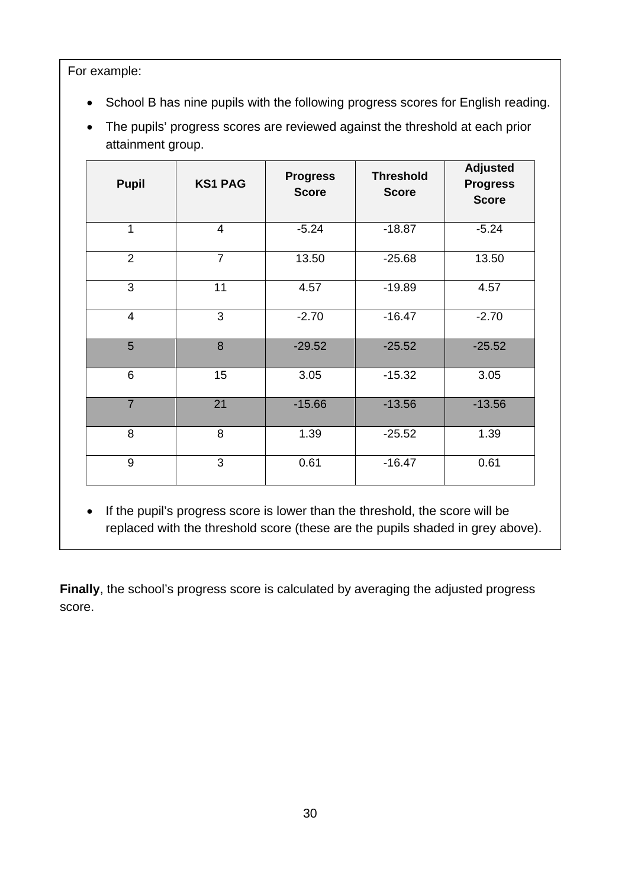For example:

- School B has nine pupils with the following progress scores for English reading.
- The pupils' progress scores are reviewed against the threshold at each prior attainment group.

| Pupil | KS1 PAG | Progress Score | Threshold Score | Adjusted Progress Score |
|---|---|---|---|---|
| 1 | 4 | -5.24 | -18.87 | -5.24 |
| 2 | 7 | 13.50 | -25.68 | 13.50 |
| 3 | 11 | 4.57 | -19.89 | 4.57 |
| 4 | 3 | -2.70 | -16.47 | -2.70 |
| 5 | 8 | -29.52 | -25.52 | -25.52 |
| 6 | 15 | 3.05 | -15.32 | 3.05 |
| 7 | 21 | -15.66 | -13.56 | -13.56 |
| 8 | 8 | 1.39 | -25.52 | 1.39 |
| 9 | 3 | 0.61 | -16.47 | 0.61 |

- If the pupil's progress score is lower than the threshold, the score will be replaced with the threshold score (these are the pupils shaded in grey above).

**Finally**, the school's progress score is calculated by averaging the adjusted progress score.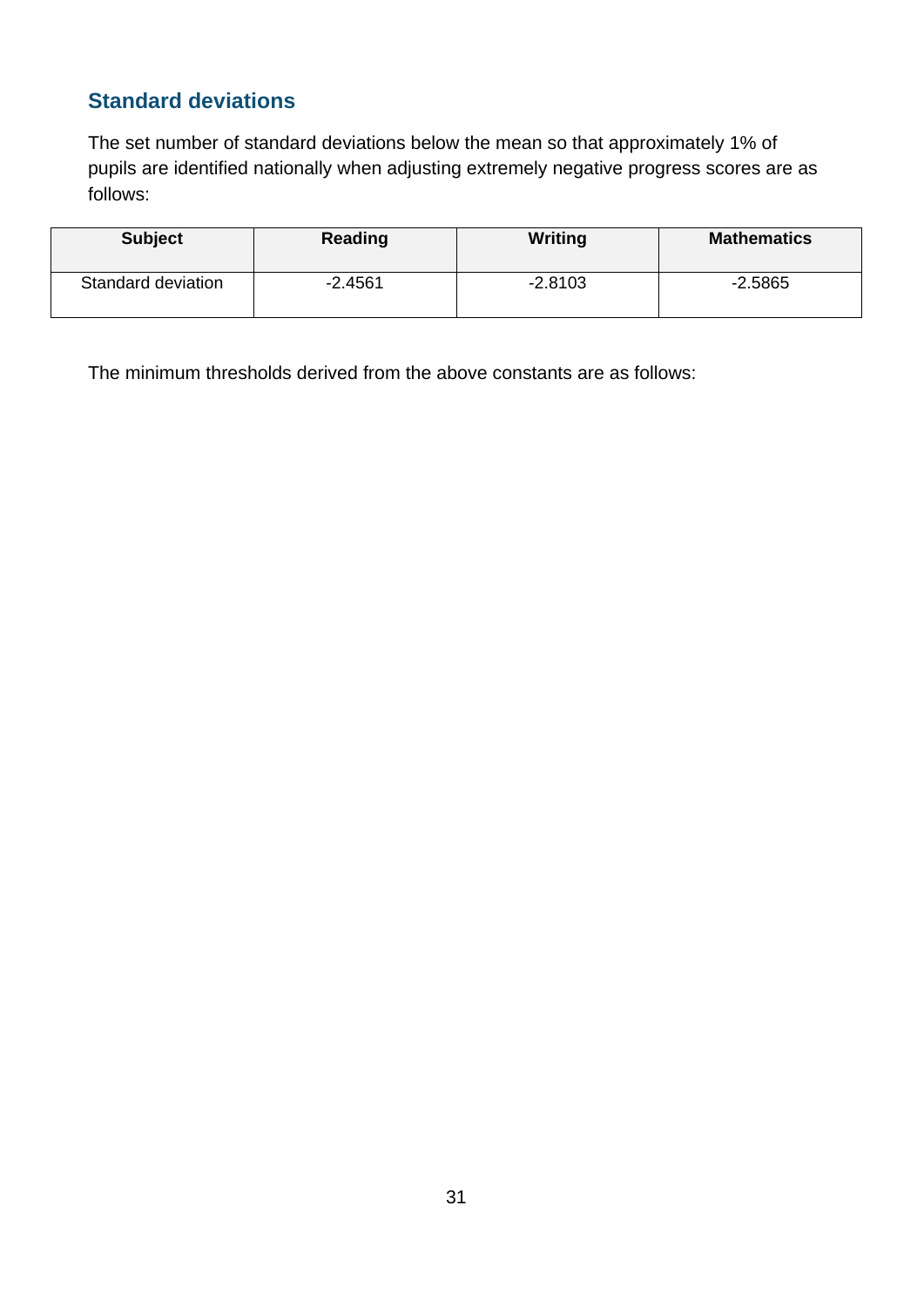## Standard deviations

The set number of standard deviations below the mean so that approximately 1% of pupils are identified nationally when adjusting extremely negative progress scores are as follows:

| Subject | Reading | Writing | Mathematics |
| --- | --- | --- | --- |
| Standard deviation | -2.4561 | -2.8103 | -2.5865 |

The minimum thresholds derived from the above constants are as follows: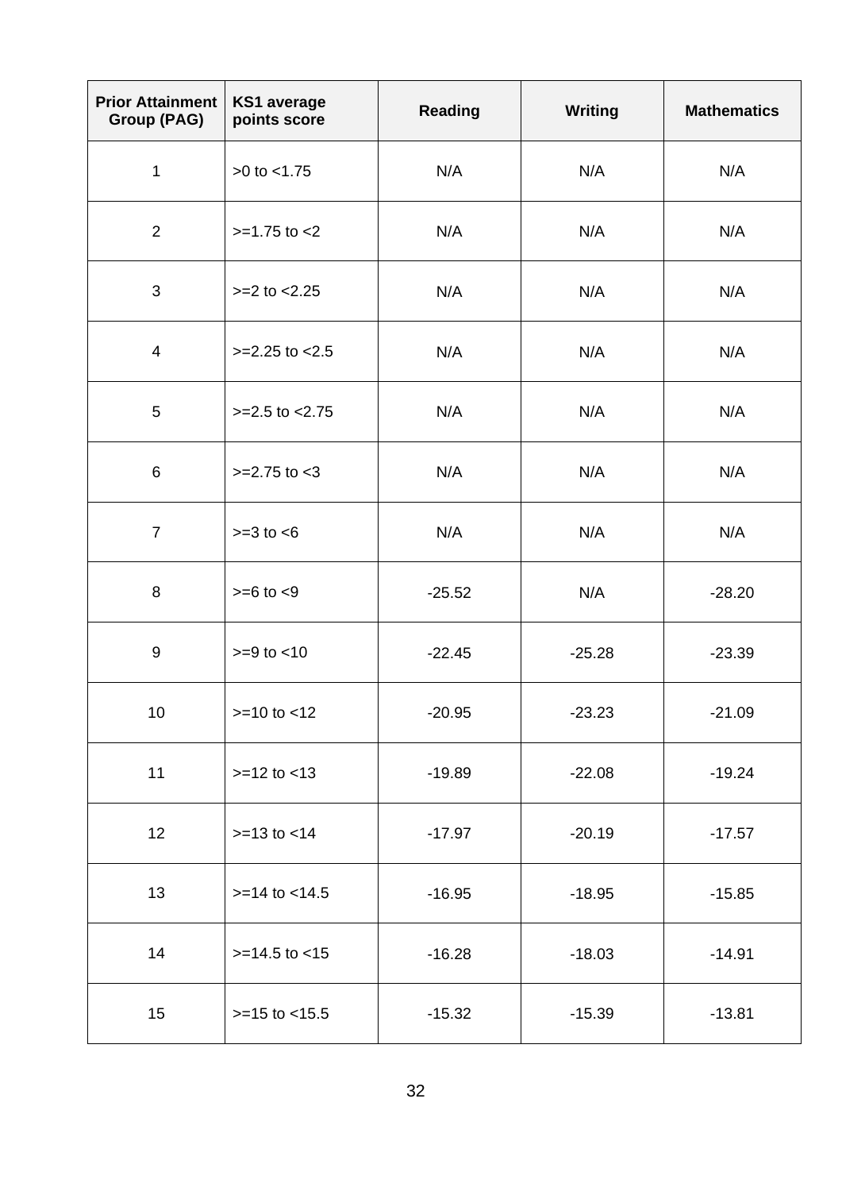| Prior Attainment Group (PAG) | KS1 average points score | Reading | Writing | Mathematics |
|---|---|---|---|---|
| 1 | >0 to <1.75 | N/A | N/A | N/A |
| 2 | >=1.75 to <2 | N/A | N/A | N/A |
| 3 | >=2 to <2.25 | N/A | N/A | N/A |
| 4 | >=2.25 to <2.5 | N/A | N/A | N/A |
| 5 | >=2.5 to <2.75 | N/A | N/A | N/A |
| 6 | >=2.75 to <3 | N/A | N/A | N/A |
| 7 | >=3 to <6 | N/A | N/A | N/A |
| 8 | >=6 to <9 | -25.52 | N/A | -28.20 |
| 9 | >=9 to <10 | -22.45 | -25.28 | -23.39 |
| 10 | >=10 to <12 | -20.95 | -23.23 | -21.09 |
| 11 | >=12 to <13 | -19.89 | -22.08 | -19.24 |
| 12 | >=13 to <14 | -17.97 | -20.19 | -17.57 |
| 13 | >=14 to <14.5 | -16.95 | -18.95 | -15.85 |
| 14 | >=14.5 to <15 | -16.28 | -18.03 | -14.91 |
| 15 | >=15 to <15.5 | -15.32 | -15.39 | -13.81 |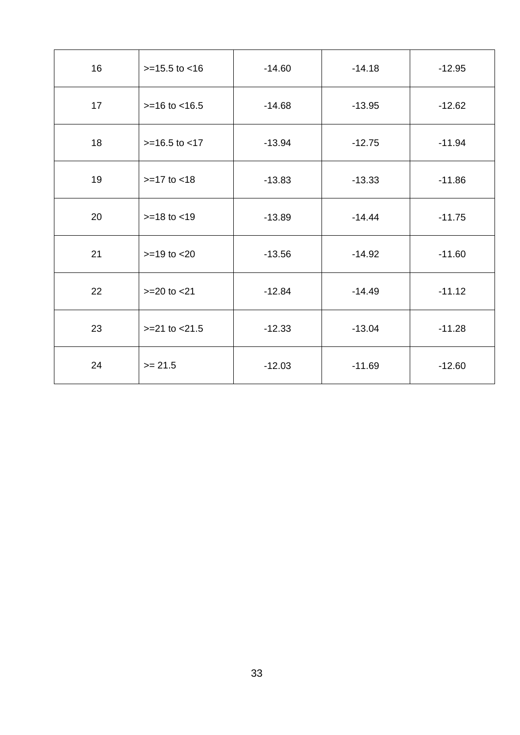| | | | | |
|---|---|---|---|---|
| 16 | >=15.5 to <16 | -14.60 | -14.18 | -12.95 |
| 17 | >=16 to <16.5 | -14.68 | -13.95 | -12.62 |
| 18 | >=16.5 to <17 | -13.94 | -12.75 | -11.94 |
| 19 | >=17 to <18 | -13.83 | -13.33 | -11.86 |
| 20 | >=18 to <19 | -13.89 | -14.44 | -11.75 |
| 21 | >=19 to <20 | -13.56 | -14.92 | -11.60 |
| 22 | >=20 to <21 | -12.84 | -14.49 | -11.12 |
| 23 | >=21 to <21.5 | -12.33 | -13.04 | -11.28 |
| 24 | >= 21.5 | -12.03 | -11.69 | -12.60 |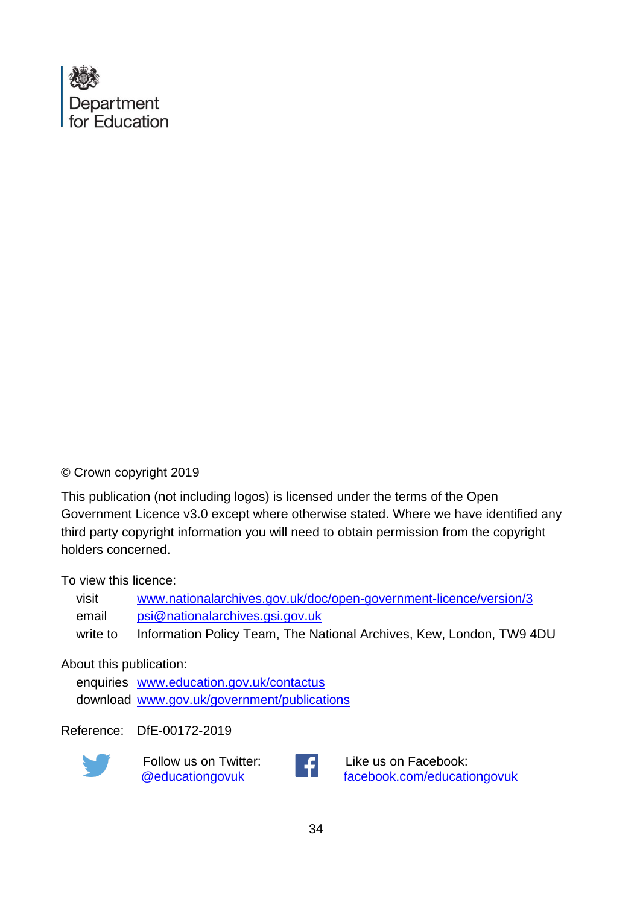Department for Education

© Crown copyright 2019

This publication (not including logos) is licensed under the terms of the Open Government Licence v3.0 except where otherwise stated. Where we have identified any third party copyright information you will need to obtain permission from the copyright holders concerned.

To view this licence:

| | |
|---|---|
| visit | www.nationalarchives.gov.uk/doc/open-government-licence/version/3 |
| email | psi@nationalarchives.gsi.gov.uk |
| write to | Information Policy Team, The National Archives, Kew, London, TW9 4DU |

About this publication:

| | |
|---|---|
| enquiries | www.education.gov.uk/contactus |
| download | www.gov.uk/government/publications |

Reference: DfE-00172-2019

Follow us on Twitter: @educationgovuk

Like us on Facebook: facebook.com/educationgovuk